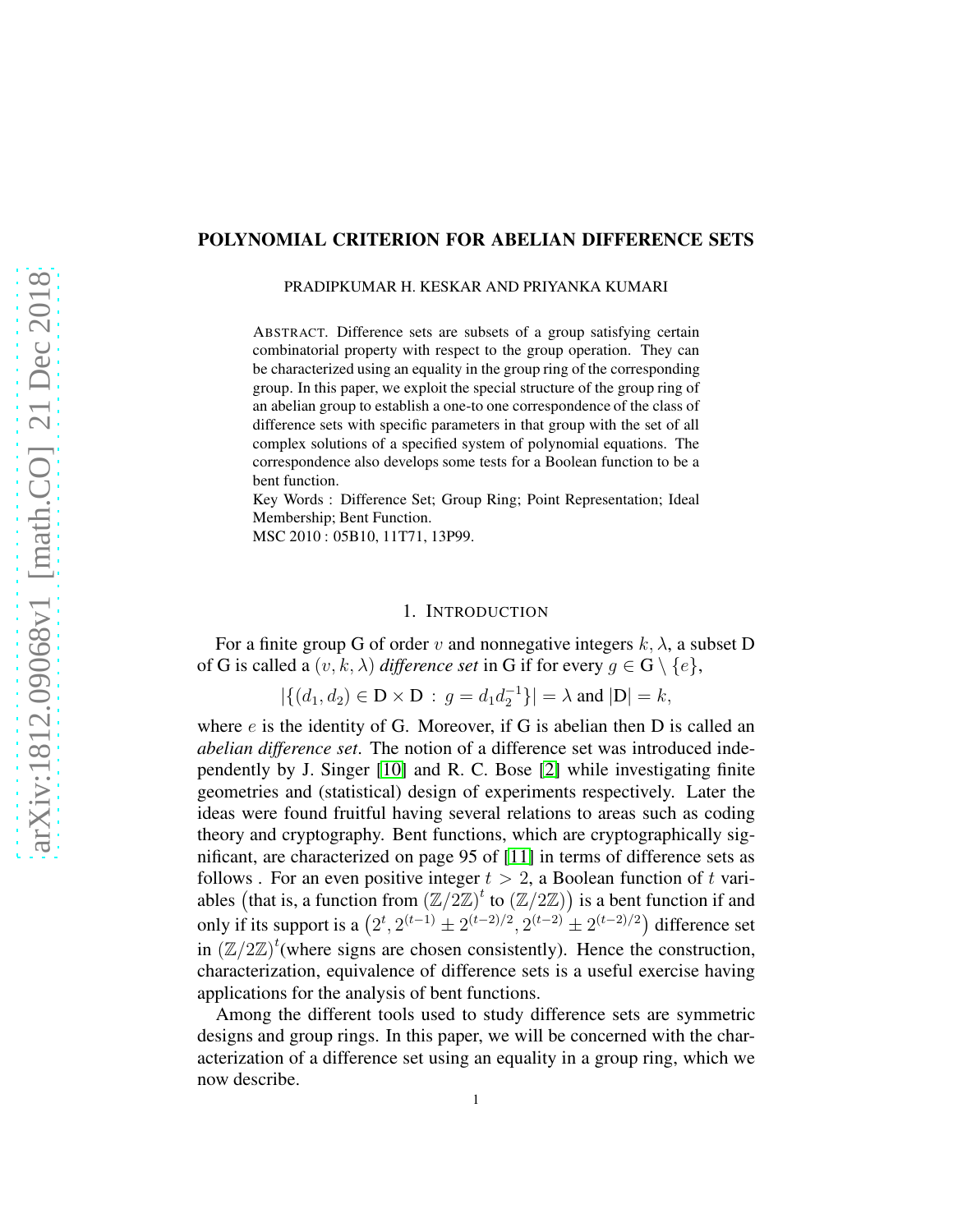# POLYNOMIAL CRITERION FOR ABELIAN DIFFERENCE SETS

PRADIPKUMAR H. KESKAR AND PRIYANKA KUMARI

ABSTRACT. Difference sets are subsets of a group satisfying certain combinatorial property with respect to the group operation. They can be characterized using an equality in the group ring of the corresponding group. In this paper, we exploit the special structure of the group ring of an abelian group to establish a one-to one correspondence of the class of difference sets with specific parameters in that group with the set of all complex solutions of a specified system of polynomial equations. The correspondence also develops some tests for a Boolean function to be a bent function.

Key Words : Difference Set; Group Ring; Point Representation; Ideal Membership; Bent Function.

MSC 2010 : 05B10, 11T71, 13P99.

## 1. INTRODUCTION

For a finite group G of order $v$ and nonnegative integers $k, \lambda$, a subset D of G is called a $(v, k, \lambda)$ *difference set* in G if for every $g \in \mathrm{G} \setminus \{e\}$,

$$|\{(d_1, d_2) \in \mathrm{D} \times \mathrm{D} \,:\, g = d_1 d_2^{-1}\}| = \lambda \text{ and } |\mathrm{D}| = k,$$

where $e$ is the identity of G. Moreover, if G is abelian then D is called an *abelian difference set*. The notion of a difference set was introduced independently by J. Singer [10] and R. C. Bose [2] while investigating finite geometries and (statistical) design of experiments respectively. Later the ideas were found fruitful having several relations to areas such as coding theory and cryptography. Bent functions, which are cryptographically significant, are characterized on page 95 of [11] in terms of difference sets as follows . For an even positive integer $t > 2$, a Boolean function of $t$ variables (that is, a function from $(\mathbb{Z}/2\mathbb{Z})^t$ to $(\mathbb{Z}/2\mathbb{Z})$) is a bent function if and only if its support is a $\left(2^t, 2^{(t-1)} \pm 2^{(t-2)/2}, 2^{(t-2)} \pm 2^{(t-2)/2}\right)$ difference set in $(\mathbb{Z}/2\mathbb{Z})^t$(where signs are chosen consistently). Hence the construction, characterization, equivalence of difference sets is a useful exercise having applications for the analysis of bent functions.

Among the different tools used to study difference sets are symmetric designs and group rings. In this paper, we will be concerned with the characterization of a difference set using an equality in a group ring, which we now describe.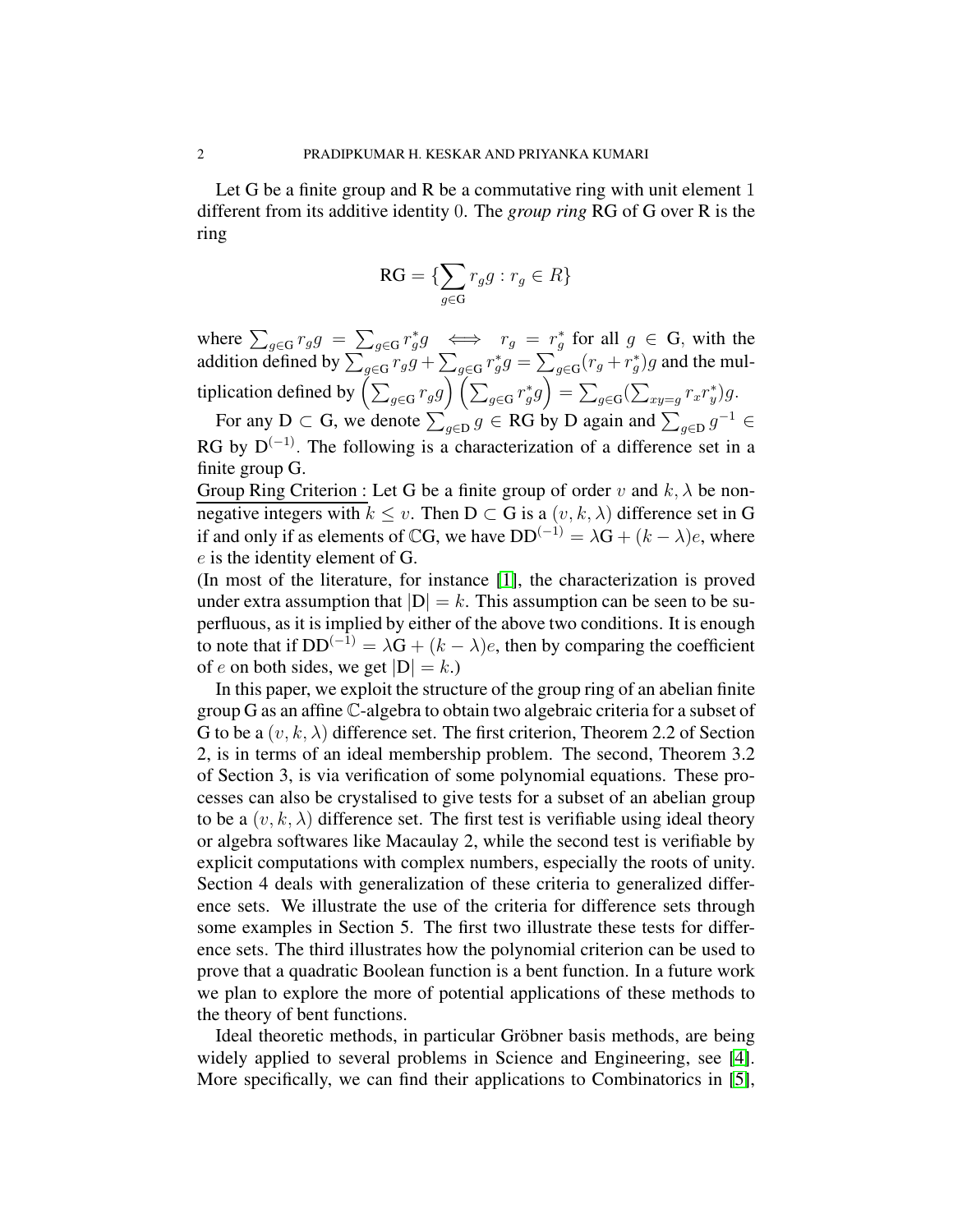Let G be a finite group and R be a commutative ring with unit element 1 different from its additive identity 0. The *group ring* RG of G over R is the ring

$$\text{RG} = \{\sum_{g\in \text{G}} r_g g : r_g \in R\}$$

where $\sum_{g\in \text{G}} r_g g = \sum_{g\in \text{G}} r^*_g g \iff r_g = r^*_g$ for all $g \in \text{G}$, with the addition defined by $\sum_{g\in \text{G}} r_g g + \sum_{g\in \text{G}} r^*_g g = \sum_{g\in \text{G}} (r_g + r^*_g) g$ and the multiplication defined by $\left(\sum_{g\in \text{G}} r_g g\right)\left(\sum_{g\in \text{G}} r^*_g g\right) = \sum_{g\in \text{G}} (\sum_{xy=g} r_x r^*_y) g$.

For any $\text{D} \subset \text{G}$, we denote $\sum_{g\in \text{D}} g \in \text{RG}$ by D again and $\sum_{g\in \text{D}} g^{-1} \in \text{RG}$ by $\text{D}^{(-1)}$. The following is a characterization of a difference set in a finite group G.

Group Ring Criterion : Let G be a finite group of order $v$ and $k, \lambda$ be nonnegative integers with $k \leq v$. Then $\text{D} \subset \text{G}$ is a $(v, k, \lambda)$ difference set in G if and only if as elements of $\mathbb{C}\text{G}$, we have $\text{DD}^{(-1)} = \lambda \text{G} + (k - \lambda)e$, where $e$ is the identity element of G.

(In most of the literature, for instance [1], the characterization is proved under extra assumption that $|\text{D}| = k$. This assumption can be seen to be superfluous, as it is implied by either of the above two conditions. It is enough to note that if $\text{DD}^{(-1)} = \lambda \text{G} + (k - \lambda)e$, then by comparing the coefficient of $e$ on both sides, we get $|\text{D}| = k$.)

In this paper, we exploit the structure of the group ring of an abelian finite group G as an affine $\mathbb{C}$-algebra to obtain two algebraic criteria for a subset of G to be a $(v, k, \lambda)$ difference set. The first criterion, Theorem 2.2 of Section 2, is in terms of an ideal membership problem. The second, Theorem 3.2 of Section 3, is via verification of some polynomial equations. These processes can also be crystalised to give tests for a subset of an abelian group to be a $(v, k, \lambda)$ difference set. The first test is verifiable using ideal theory or algebra softwares like Macaulay 2, while the second test is verifiable by explicit computations with complex numbers, especially the roots of unity. Section 4 deals with generalization of these criteria to generalized difference sets. We illustrate the use of the criteria for difference sets through some examples in Section 5. The first two illustrate these tests for difference sets. The third illustrates how the polynomial criterion can be used to prove that a quadratic Boolean function is a bent function. In a future work we plan to explore the more of potential applications of these methods to the theory of bent functions.

Ideal theoretic methods, in particular Gröbner basis methods, are being widely applied to several problems in Science and Engineering, see [4]. More specifically, we can find their applications to Combinatorics in [5],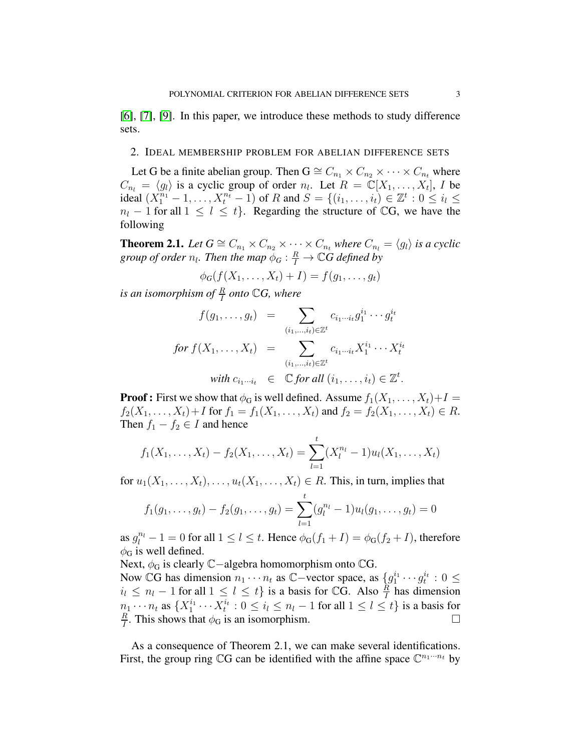[6], [7], [9]. In this paper, we introduce these methods to study difference sets.

## 2. Ideal membership problem for abelian difference sets

Let G be a finite abelian group. Then $G \cong C_{n_1} \times C_{n_2} \times \cdots \times C_{n_t}$ where $C_{n_l} = \langle g_l \rangle$ is a cyclic group of order $n_l$. Let $R = \mathbb{C}[X_1, \ldots, X_t]$, $I$ be ideal $(X_1^{n_1} - 1, \ldots, X_t^{n_t} - 1)$ of $R$ and $S = \{(i_1, \ldots, i_t) \in \mathbb{Z}^t : 0 \leq i_l \leq n_l - 1 \text{ for all } 1 \leq l \leq t\}$. Regarding the structure of $\mathbb{C}$G, we have the following

**Theorem 2.1.** *Let $G \cong C_{n_1} \times C_{n_2} \times \cdots \times C_{n_t}$ where $C_{n_l} = \langle g_l \rangle$ is a cyclic group of order $n_l$. Then the map $\phi_G : \frac{R}{I} \to \mathbb{C}G$ defined by*

$$\phi_G(f(X_1, \ldots, X_t) + I) = f(g_1, \ldots, g_t)$$

*is an isomorphism of $\frac{R}{I}$ onto $\mathbb{C}G$, where*

$$\begin{aligned} f(g_1, \ldots, g_t) &= \sum_{(i_1, \ldots, i_t) \in \mathbb{Z}^t} c_{i_1 \cdots i_t} g_1^{i_1} \cdots g_t^{i_t} \\ \textit{for } f(X_1, \ldots, X_t) &= \sum_{(i_1, \ldots, i_t) \in \mathbb{Z}^t} c_{i_1 \cdots i_t} X_1^{i_1} \cdots X_t^{i_t} \\ \textit{with } c_{i_1 \cdots i_t} &\in \mathbb{C} \textit{ for all } (i_1, \ldots, i_t) \in \mathbb{Z}^t. \end{aligned}$$

**Proof :** First we show that $\phi_G$ is well defined. Assume $f_1(X_1, \ldots, X_t) + I = f_2(X_1, \ldots, X_t) + I$ for $f_1 = f_1(X_1, \ldots, X_t)$ and $f_2 = f_2(X_1, \ldots, X_t) \in R$. Then $f_1 - f_2 \in I$ and hence

$$f_1(X_1, \ldots, X_t) - f_2(X_1, \ldots, X_t) = \sum_{l=1}^{t} (X_l^{n_l} - 1) u_l(X_1, \ldots, X_t)$$

for $u_1(X_1, \ldots, X_t), \ldots, u_t(X_1, \ldots, X_t) \in R$. This, in turn, implies that

$$f_1(g_1, \ldots, g_t) - f_2(g_1, \ldots, g_t) = \sum_{l=1}^{t} (g_l^{n_l} - 1) u_l(g_1, \ldots, g_t) = 0$$

as $g_l^{n_l} - 1 = 0$ for all $1 \leq l \leq t$. Hence $\phi_G(f_1 + I) = \phi_G(f_2 + I)$, therefore $\phi_G$ is well defined.
Next, $\phi_G$ is clearly $\mathbb{C}-$algebra homomorphism onto $\mathbb{C}$G.
Now $\mathbb{C}$G has dimension $n_1 \cdots n_t$ as $\mathbb{C}-$vector space, as $\{g_1^{i_1} \cdots g_t^{i_t} : 0 \leq i_l \leq n_l - 1 \text{ for all } 1 \leq l \leq t\}$ is a basis for $\mathbb{C}$G. Also $\frac{R}{I}$ has dimension $n_1 \cdots n_t$ as $\{X_1^{i_1} \cdots X_t^{i_t} : 0 \leq i_l \leq n_l - 1 \text{ for all } 1 \leq l \leq t\}$ is a basis for $\frac{R}{I}$. This shows that $\phi_G$ is an isomorphism. $\square$

As a consequence of Theorem 2.1, we can make several identifications. First, the group ring $\mathbb{C}$G can be identified with the affine space $\mathbb{C}^{n_1 \cdots n_t}$ by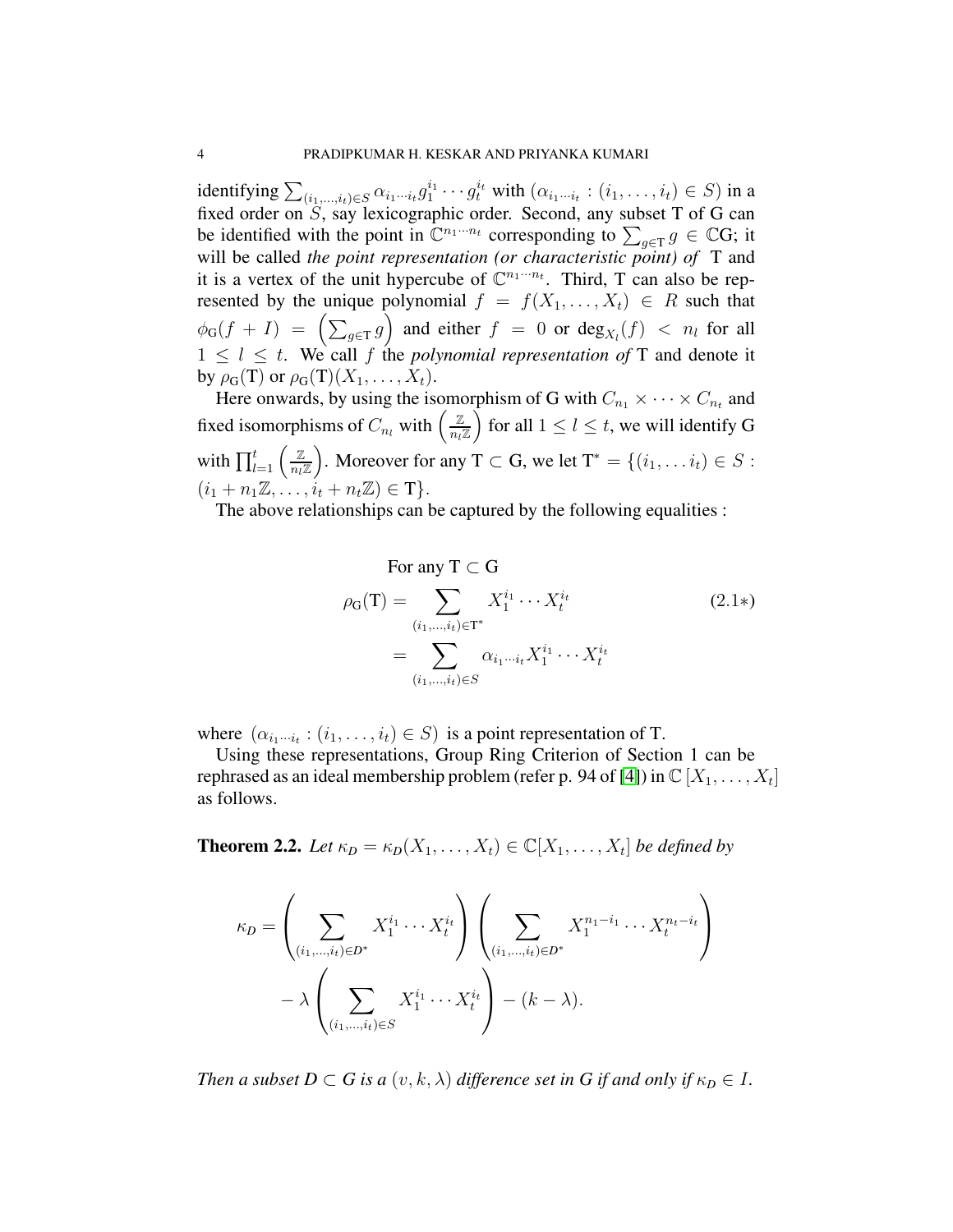identifying $\sum_{(i_1,\ldots,i_t)\in S} \alpha_{i_1\cdots i_t} g_1^{i_1}\cdots g_t^{i_t}$ with $(\alpha_{i_1\cdots i_t} : (i_1,\ldots,i_t)\in S)$ in a fixed order on $S$, say lexicographic order. Second, any subset T of G can be identified with the point in $\mathbb{C}^{n_1\cdots n_t}$ corresponding to $\sum_{g\in \mathrm{T}} g \in \mathbb{C}\mathrm{G}$; it will be called *the point representation (or characteristic point) of* T and it is a vertex of the unit hypercube of $\mathbb{C}^{n_1\cdots n_t}$. Third, T can also be represented by the unique polynomial $f = f(X_1,\ldots,X_t) \in R$ such that $\phi_{\mathrm{G}}(f+I) = \left(\sum_{g\in\mathrm{T}} g\right)$ and either $f = 0$ or $\deg_{X_l}(f) < n_l$ for all $1 \le l \le t$. We call $f$ the *polynomial representation of* T and denote it by $\rho_{\mathrm{G}}(\mathrm{T})$ or $\rho_{\mathrm{G}}(\mathrm{T})(X_1,\ldots,X_t)$.

Here onwards, by using the isomorphism of G with $C_{n_1}\times\cdots\times C_{n_t}$ and fixed isomorphisms of $C_{n_l}$ with $\left(\frac{\mathbb{Z}}{n_l\mathbb{Z}}\right)$ for all $1\le l\le t$, we will identify G with $\prod_{l=1}^{t}\left(\frac{\mathbb{Z}}{n_l\mathbb{Z}}\right)$. Moreover for any $\mathrm{T}\subset \mathrm{G}$, we let $\mathrm{T}^* = \{(i_1,\ldots i_t)\in S : (i_1+n_1\mathbb{Z},\ldots,i_t+n_t\mathbb{Z})\in \mathrm{T}\}$.

The above relationships can be captured by the following equalities :

$$
\begin{aligned}
&\text{For any } \mathrm{T}\subset\mathrm{G}\\
\rho_{\mathrm{G}}(\mathrm{T}) &= \sum_{(i_1,\ldots,i_t)\in \mathrm{T}^*} X_1^{i_1}\cdots X_t^{i_t} \qquad (2.1*)\\
&= \sum_{(i_1,\ldots,i_t)\in S} \alpha_{i_1\cdots i_t} X_1^{i_1}\cdots X_t^{i_t}
\end{aligned}
$$

where $(\alpha_{i_1\cdots i_t} : (i_1,\ldots,i_t)\in S)$ is a point representation of T.

Using these representations, Group Ring Criterion of Section 1 can be rephrased as an ideal membership problem (refer p. 94 of [4]) in $\mathbb{C}[X_1,\ldots,X_t]$ as follows.

**Theorem 2.2.** *Let $\kappa_D = \kappa_D(X_1,\ldots,X_t)\in\mathbb{C}[X_1,\ldots,X_t]$ be defined by*

$$
\kappa_D = \left(\sum_{(i_1,\ldots,i_t)\in D^*} X_1^{i_1}\cdots X_t^{i_t}\right)\left(\sum_{(i_1,\ldots,i_t)\in D^*} X_1^{n_1-i_1}\cdots X_t^{n_t-i_t}\right) - \lambda\left(\sum_{(i_1,\ldots,i_t)\in S} X_1^{i_1}\cdots X_t^{i_t}\right) - (k-\lambda).
$$

*Then a subset $D\subset G$ is a $(v,k,\lambda)$ difference set in G if and only if $\kappa_D\in I$.*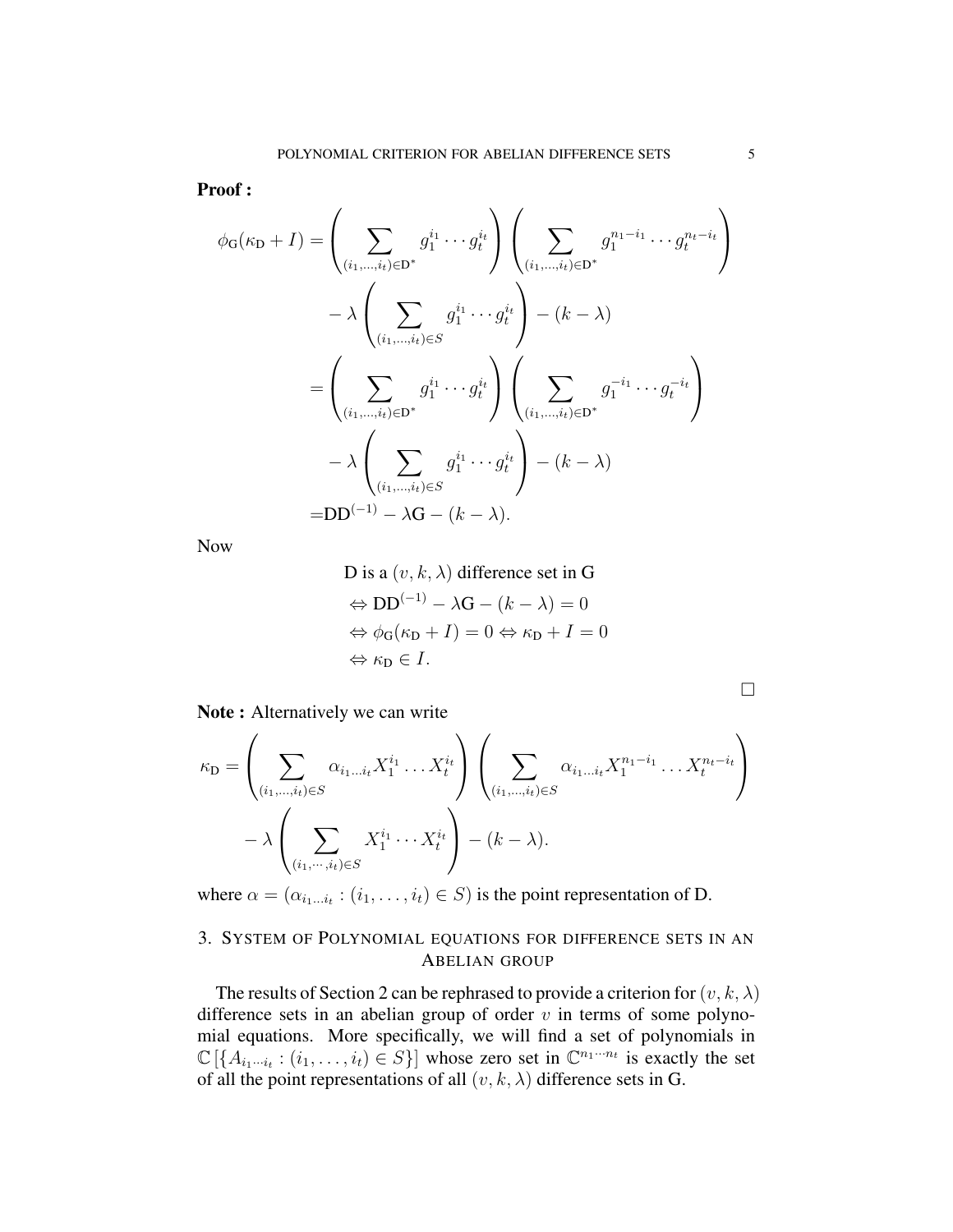**Proof :**

$$
\begin{aligned}
\phi_{\mathrm{G}}(\kappa_{\mathrm{D}}+I) &= \left(\sum_{(i_1,\ldots,i_t)\in \mathrm{D}^*} g_1^{i_1}\cdots g_t^{i_t}\right)\left(\sum_{(i_1,\ldots,i_t)\in \mathrm{D}^*} g_1^{n_1-i_1}\cdots g_t^{n_t-i_t}\right) \\
&\quad - \lambda\left(\sum_{(i_1,\ldots,i_t)\in S} g_1^{i_1}\cdots g_t^{i_t}\right) - (k-\lambda) \\
&= \left(\sum_{(i_1,\ldots,i_t)\in \mathrm{D}^*} g_1^{i_1}\cdots g_t^{i_t}\right)\left(\sum_{(i_1,\ldots,i_t)\in \mathrm{D}^*} g_1^{-i_1}\cdots g_t^{-i_t}\right) \\
&\quad - \lambda\left(\sum_{(i_1,\ldots,i_t)\in S} g_1^{i_1}\cdots g_t^{i_t}\right) - (k-\lambda) \\
&= \mathrm{D}\mathrm{D}^{(-1)} - \lambda \mathrm{G} - (k-\lambda).
\end{aligned}
$$

Now

$$
\begin{aligned}
&\mathrm{D} \text{ is a } (v,k,\lambda) \text{ difference set in G} \\
&\Leftrightarrow \mathrm{D}\mathrm{D}^{(-1)} - \lambda\mathrm{G} - (k-\lambda) = 0 \\
&\Leftrightarrow \phi_{\mathrm{G}}(\kappa_{\mathrm{D}}+I) = 0 \Leftrightarrow \kappa_{\mathrm{D}} + I = 0 \\
&\Leftrightarrow \kappa_{\mathrm{D}} \in I.
\end{aligned}
$$

□

**Note :** Alternatively we can write

$$
\begin{aligned}
\kappa_{\mathrm{D}} = &\left(\sum_{(i_1,\ldots,i_t)\in S} \alpha_{i_1\ldots i_t} X_1^{i_1}\ldots X_t^{i_t}\right)\left(\sum_{(i_1,\ldots,i_t)\in S} \alpha_{i_1\ldots i_t} X_1^{n_1-i_1}\ldots X_t^{n_t-i_t}\right) \\
&- \lambda\left(\sum_{(i_1,\cdots,i_t)\in S} X_1^{i_1}\cdots X_t^{i_t}\right) - (k-\lambda).
\end{aligned}
$$

where $\alpha = (\alpha_{i_1\ldots i_t} : (i_1,\ldots,i_t)\in S)$ is the point representation of D.

## 3. System of Polynomial equations for difference sets in an Abelian group

The results of Section 2 can be rephrased to provide a criterion for $(v,k,\lambda)$ difference sets in an abelian group of order $v$ in terms of some polynomial equations. More specifically, we will find a set of polynomials in $\mathbb{C}\left[\{A_{i_1\cdots i_t} : (i_1,\ldots,i_t)\in S\}\right]$ whose zero set in $\mathbb{C}^{n_1\cdots n_t}$ is exactly the set of all the point representations of all $(v,k,\lambda)$ difference sets in G.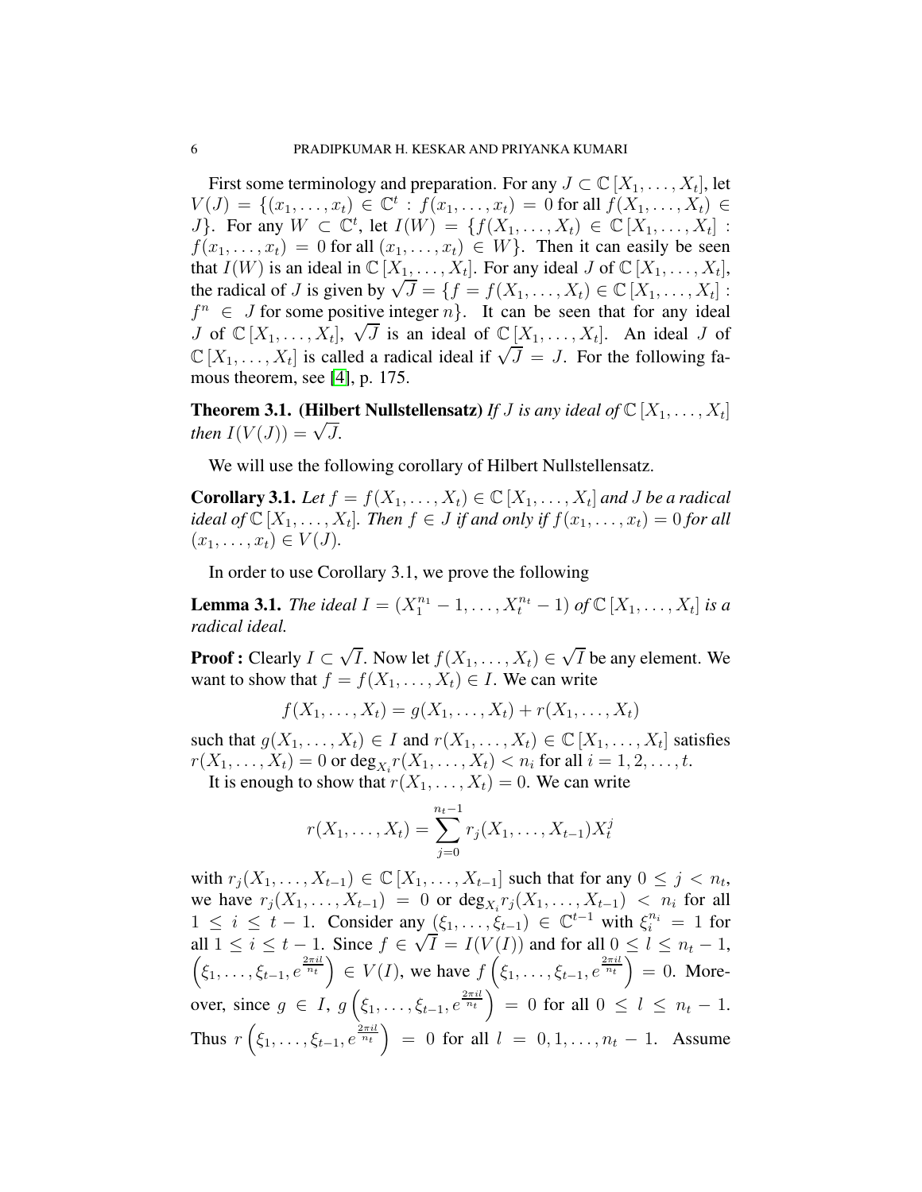First some terminology and preparation. For any $J \subset \mathbb{C}[X_1, \ldots, X_t]$, let $V(J) = \{(x_1, \ldots, x_t) \in \mathbb{C}^t : f(x_1, \ldots, x_t) = 0 \text{ for all } f(X_1, \ldots, X_t) \in J\}$. For any $W \subset \mathbb{C}^t$, let $I(W) = \{f(X_1, \ldots, X_t) \in \mathbb{C}[X_1, \ldots, X_t] : f(x_1, \ldots, x_t) = 0 \text{ for all } (x_1, \ldots, x_t) \in W\}$. Then it can easily be seen that $I(W)$ is an ideal in $\mathbb{C}[X_1, \ldots, X_t]$. For any ideal $J$ of $\mathbb{C}[X_1, \ldots, X_t]$, the radical of $J$ is given by $\sqrt{J} = \{f = f(X_1, \ldots, X_t) \in \mathbb{C}[X_1, \ldots, X_t] : f^n \in J \text{ for some positive integer } n\}$. It can be seen that for any ideal $J$ of $\mathbb{C}[X_1, \ldots, X_t]$, $\sqrt{J}$ is an ideal of $\mathbb{C}[X_1, \ldots, X_t]$. An ideal $J$ of $\mathbb{C}[X_1, \ldots, X_t]$ is called a radical ideal if $\sqrt{J} = J$. For the following famous theorem, see [4], p. 175.

**Theorem 3.1. (Hilbert Nullstellensatz)** *If $J$ is any ideal of $\mathbb{C}[X_1, \ldots, X_t]$ then $I(V(J)) = \sqrt{J}$.*

We will use the following corollary of Hilbert Nullstellensatz.

**Corollary 3.1.** *Let $f = f(X_1, \ldots, X_t) \in \mathbb{C}[X_1, \ldots, X_t]$ and $J$ be a radical ideal of $\mathbb{C}[X_1, \ldots, X_t]$. Then $f \in J$ if and only if $f(x_1, \ldots, x_t) = 0$ for all $(x_1, \ldots, x_t) \in V(J)$.*

In order to use Corollary 3.1, we prove the following

**Lemma 3.1.** *The ideal $I = (X_1^{n_1} - 1, \ldots, X_t^{n_t} - 1)$ of $\mathbb{C}[X_1, \ldots, X_t]$ is a radical ideal.*

**Proof :** Clearly $I \subset \sqrt{I}$. Now let $f(X_1, \ldots, X_t) \in \sqrt{I}$ be any element. We want to show that $f = f(X_1, \ldots, X_t) \in I$. We can write

$$f(X_1, \ldots, X_t) = g(X_1, \ldots, X_t) + r(X_1, \ldots, X_t)$$

such that $g(X_1, \ldots, X_t) \in I$ and $r(X_1, \ldots, X_t) \in \mathbb{C}[X_1, \ldots, X_t]$ satisfies $r(X_1, \ldots, X_t) = 0$ or $\deg_{X_i} r(X_1, \ldots, X_t) < n_i$ for all $i = 1, 2, \ldots, t$.

It is enough to show that $r(X_1, \ldots, X_t) = 0$. We can write

$$r(X_1, \ldots, X_t) = \sum_{j=0}^{n_t - 1} r_j(X_1, \ldots, X_{t-1}) X_t^j$$

with $r_j(X_1, \ldots, X_{t-1}) \in \mathbb{C}[X_1, \ldots, X_{t-1}]$ such that for any $0 \leq j < n_t$, we have $r_j(X_1, \ldots, X_{t-1}) = 0$ or $\deg_{X_i} r_j(X_1, \ldots, X_{t-1}) < n_i$ for all $1 \leq i \leq t-1$. Consider any $(\xi_1, \ldots, \xi_{t-1}) \in \mathbb{C}^{t-1}$ with $\xi_i^{n_i} = 1$ for all $1 \leq i \leq t-1$. Since $f \in \sqrt{I} = I(V(I))$ and for all $0 \leq l \leq n_t - 1$, $\left(\xi_1, \ldots, \xi_{t-1}, e^{\frac{2\pi i l}{n_t}}\right) \in V(I)$, we have $f\left(\xi_1, \ldots, \xi_{t-1}, e^{\frac{2\pi i l}{n_t}}\right) = 0$. Moreover, since $g \in I$, $g\left(\xi_1, \ldots, \xi_{t-1}, e^{\frac{2\pi i l}{n_t}}\right) = 0$ for all $0 \leq l \leq n_t - 1$. Thus $r\left(\xi_1, \ldots, \xi_{t-1}, e^{\frac{2\pi i l}{n_t}}\right) = 0$ for all $l = 0, 1, \ldots, n_t - 1$. Assume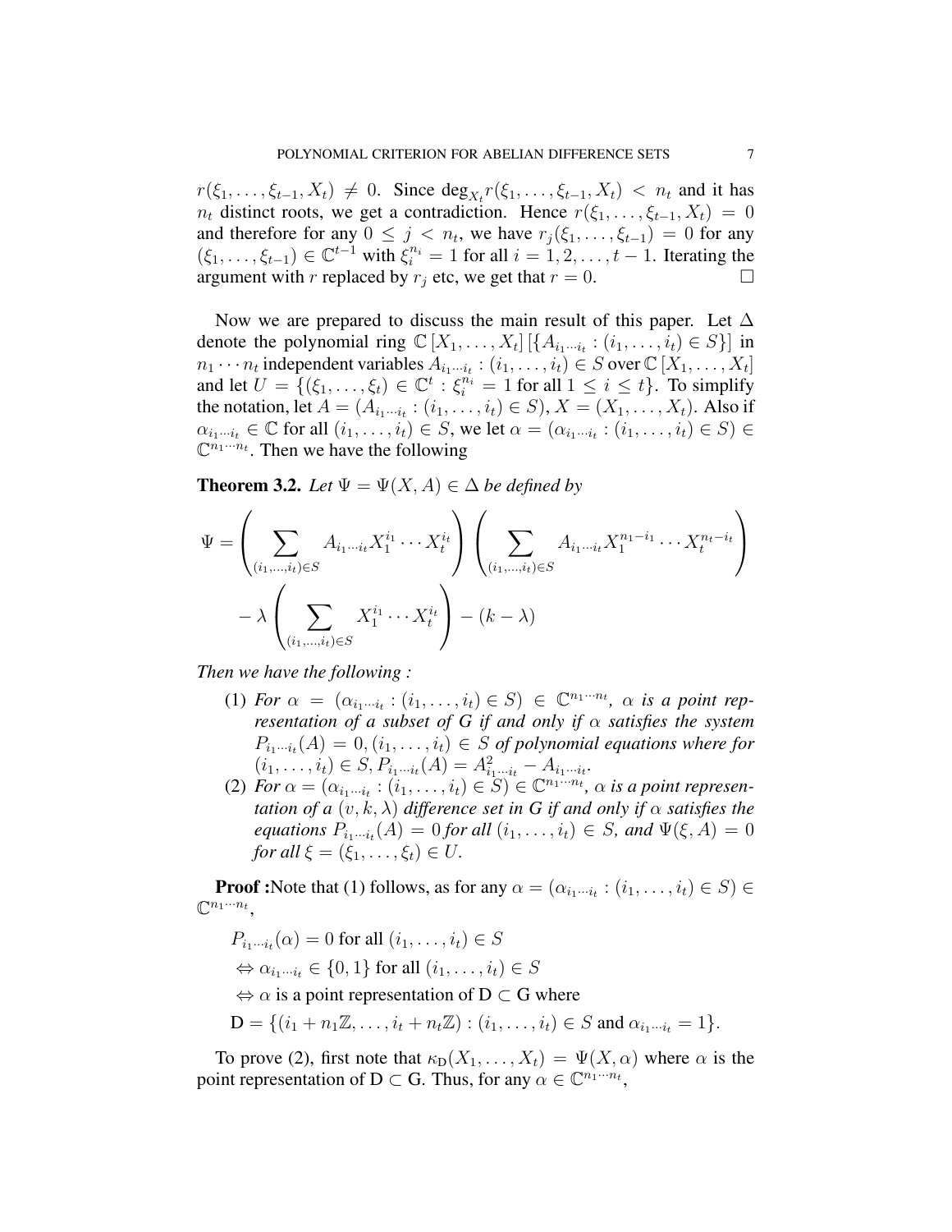$r(\xi_1, \ldots, \xi_{t-1}, X_t) \neq 0$. Since $\deg_{X_t} r(\xi_1, \ldots, \xi_{t-1}, X_t) < n_t$ and it has $n_t$ distinct roots, we get a contradiction. Hence $r(\xi_1, \ldots, \xi_{t-1}, X_t) = 0$ and therefore for any $0 \leq j < n_t$, we have $r_j(\xi_1, \ldots, \xi_{t-1}) = 0$ for any $(\xi_1, \ldots, \xi_{t-1}) \in \mathbb{C}^{t-1}$ with $\xi_i^{n_i} = 1$ for all $i = 1, 2, \ldots, t-1$. Iterating the argument with $r$ replaced by $r_j$ etc, we get that $r = 0$. $\square$

Now we are prepared to discuss the main result of this paper. Let $\Delta$ denote the polynomial ring $\mathbb{C}[X_1, \ldots, X_t][\{A_{i_1 \cdots i_t} : (i_1, \ldots, i_t) \in S\}]$ in $n_1 \cdots n_t$ independent variables $A_{i_1 \cdots i_t} : (i_1, \ldots, i_t) \in S$ over $\mathbb{C}[X_1, \ldots, X_t]$ and let $U = \{(\xi_1, \ldots, \xi_t) \in \mathbb{C}^t : \xi_i^{n_i} = 1 \text{ for all } 1 \leq i \leq t\}$. To simplify the notation, let $A = (A_{i_1 \cdots i_t} : (i_1, \ldots, i_t) \in S)$, $X = (X_1, \ldots, X_t)$. Also if $\alpha_{i_1 \cdots i_t} \in \mathbb{C}$ for all $(i_1, \ldots, i_t) \in S$, we let $\alpha = (\alpha_{i_1 \cdots i_t} : (i_1, \ldots, i_t) \in S) \in \mathbb{C}^{n_1 \cdots n_t}$. Then we have the following

**Theorem 3.2.** *Let $\Psi = \Psi(X, A) \in \Delta$ be defined by*

$$\Psi = \left( \sum_{(i_1, \ldots, i_t) \in S} A_{i_1 \cdots i_t} X_1^{i_1} \cdots X_t^{i_t} \right) \left( \sum_{(i_1, \ldots, i_t) \in S} A_{i_1 \cdots i_t} X_1^{n_1 - i_1} \cdots X_t^{n_t - i_t} \right)$$
$$- \lambda \left( \sum_{(i_1, \ldots, i_t) \in S} X_1^{i_1} \cdots X_t^{i_t} \right) - (k - \lambda)$$

*Then we have the following :*

1. *For $\alpha = (\alpha_{i_1 \cdots i_t} : (i_1, \ldots, i_t) \in S) \in \mathbb{C}^{n_1 \cdots n_t}$, $\alpha$ is a point representation of a subset of G if and only if $\alpha$ satisfies the system $P_{i_1 \cdots i_t}(A) = 0, (i_1, \ldots, i_t) \in S$ of polynomial equations where for $(i_1, \ldots, i_t) \in S, P_{i_1 \cdots i_t}(A) = A_{i_1 \cdots i_t}^2 - A_{i_1 \cdots i_t}$.*
2. *For $\alpha = (\alpha_{i_1 \cdots i_t} : (i_1, \ldots, i_t) \in S) \in \mathbb{C}^{n_1 \cdots n_t}$, $\alpha$ is a point representation of a $(v, k, \lambda)$ difference set in G if and only if $\alpha$ satisfies the equations $P_{i_1 \cdots i_t}(A) = 0$ for all $(i_1, \ldots, i_t) \in S$, and $\Psi(\xi, A) = 0$ for all $\xi = (\xi_1, \ldots, \xi_t) \in U$.*

**Proof :** Note that (1) follows, as for any $\alpha = (\alpha_{i_1 \cdots i_t} : (i_1, \ldots, i_t) \in S) \in \mathbb{C}^{n_1 \cdots n_t}$,

$P_{i_1 \cdots i_t}(\alpha) = 0$ for all $(i_1, \ldots, i_t) \in S$

$\Leftrightarrow \alpha_{i_1 \cdots i_t} \in \{0, 1\}$ for all $(i_1, \ldots, i_t) \in S$

$\Leftrightarrow \alpha$ is a point representation of $\mathrm{D} \subset \mathrm{G}$ where

$\mathrm{D} = \{(i_1 + n_1\mathbb{Z}, \ldots, i_t + n_t\mathbb{Z}) : (i_1, \ldots, i_t) \in S \text{ and } \alpha_{i_1 \cdots i_t} = 1\}$.

To prove (2), first note that $\kappa_{\mathrm{D}}(X_1, \ldots, X_t) = \Psi(X, \alpha)$ where $\alpha$ is the point representation of $\mathrm{D} \subset \mathrm{G}$. Thus, for any $\alpha \in \mathbb{C}^{n_1 \cdots n_t}$,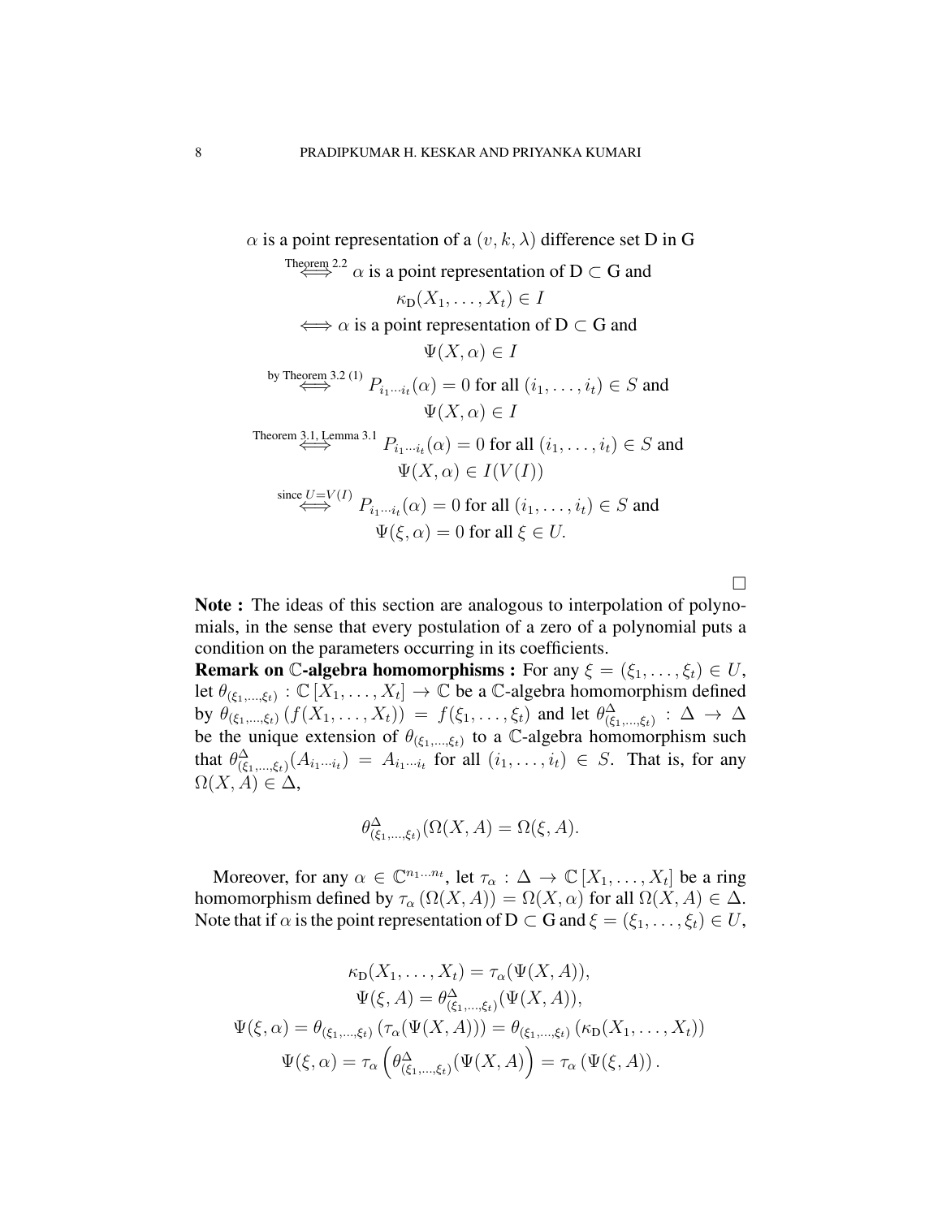$$
\begin{aligned}
&\alpha \text{ is a point representation of a } (v,k,\lambda) \text{ difference set D in G} \\
&\overset{\text{Theorem 2.2}}{\iff} \alpha \text{ is a point representation of } \mathrm{D} \subset \mathrm{G} \text{ and} \\
&\qquad \kappa_{\mathrm{D}}(X_1,\ldots,X_t) \in I \\
&\iff \alpha \text{ is a point representation of } \mathrm{D} \subset \mathrm{G} \text{ and} \\
&\qquad \Psi(X,\alpha) \in I \\
&\overset{\text{by Theorem 3.2 (1)}}{\iff} P_{i_1\cdots i_t}(\alpha) = 0 \text{ for all } (i_1,\ldots,i_t) \in S \text{ and} \\
&\qquad \Psi(X,\alpha) \in I \\
&\overset{\text{Theorem 3.1, Lemma 3.1}}{\iff} P_{i_1\cdots i_t}(\alpha) = 0 \text{ for all } (i_1,\ldots,i_t) \in S \text{ and} \\
&\qquad \Psi(X,\alpha) \in I(V(I)) \\
&\overset{\text{since } U=V(I)}{\iff} P_{i_1\cdots i_t}(\alpha) = 0 \text{ for all } (i_1,\ldots,i_t) \in S \text{ and} \\
&\qquad \Psi(\xi,\alpha) = 0 \text{ for all } \xi \in U.
\end{aligned}
$$

□

**Note :** The ideas of this section are analogous to interpolation of polynomials, in the sense that every postulation of a zero of a polynomial puts a condition on the parameters occurring in its coefficients.

**Remark on $\mathbb{C}$-algebra homomorphisms :** For any $\xi = (\xi_1,\ldots,\xi_t) \in U$, let $\theta_{(\xi_1,\ldots,\xi_t)} : \mathbb{C}[X_1,\ldots,X_t] \to \mathbb{C}$ be a $\mathbb{C}$-algebra homomorphism defined by $\theta_{(\xi_1,\ldots,\xi_t)}(f(X_1,\ldots,X_t)) = f(\xi_1,\ldots,\xi_t)$ and let $\theta^{\Delta}_{(\xi_1,\ldots,\xi_t)} : \Delta \to \Delta$ be the unique extension of $\theta_{(\xi_1,\ldots,\xi_t)}$ to a $\mathbb{C}$-algebra homomorphism such that $\theta^{\Delta}_{(\xi_1,\ldots,\xi_t)}(A_{i_1\cdots i_t}) = A_{i_1\cdots i_t}$ for all $(i_1,\ldots,i_t) \in S$. That is, for any $\Omega(X,A) \in \Delta$,

$$
\theta^{\Delta}_{(\xi_1,\ldots,\xi_t)}(\Omega(X,A) = \Omega(\xi,A).
$$

Moreover, for any $\alpha \in \mathbb{C}^{n_1\cdots n_t}$, let $\tau_\alpha : \Delta \to \mathbb{C}[X_1,\ldots,X_t]$ be a ring homomorphism defined by $\tau_\alpha(\Omega(X,A)) = \Omega(X,\alpha)$ for all $\Omega(X,A) \in \Delta$. Note that if $\alpha$ is the point representation of $\mathrm{D} \subset \mathrm{G}$ and $\xi = (\xi_1,\ldots,\xi_t) \in U$,

$$
\begin{gathered}
\kappa_{\mathrm{D}}(X_1,\ldots,X_t) = \tau_\alpha(\Psi(X,A)), \\
\Psi(\xi,A) = \theta^{\Delta}_{(\xi_1,\ldots,\xi_t)}(\Psi(X,A)), \\
\Psi(\xi,\alpha) = \theta_{(\xi_1,\ldots,\xi_t)}(\tau_\alpha(\Psi(X,A))) = \theta_{(\xi_1,\ldots,\xi_t)}(\kappa_{\mathrm{D}}(X_1,\ldots,X_t)) \\
\Psi(\xi,\alpha) = \tau_\alpha\left(\theta^{\Delta}_{(\xi_1,\ldots,\xi_t)}(\Psi(X,A)\right) = \tau_\alpha(\Psi(\xi,A)).
\end{gathered}
$$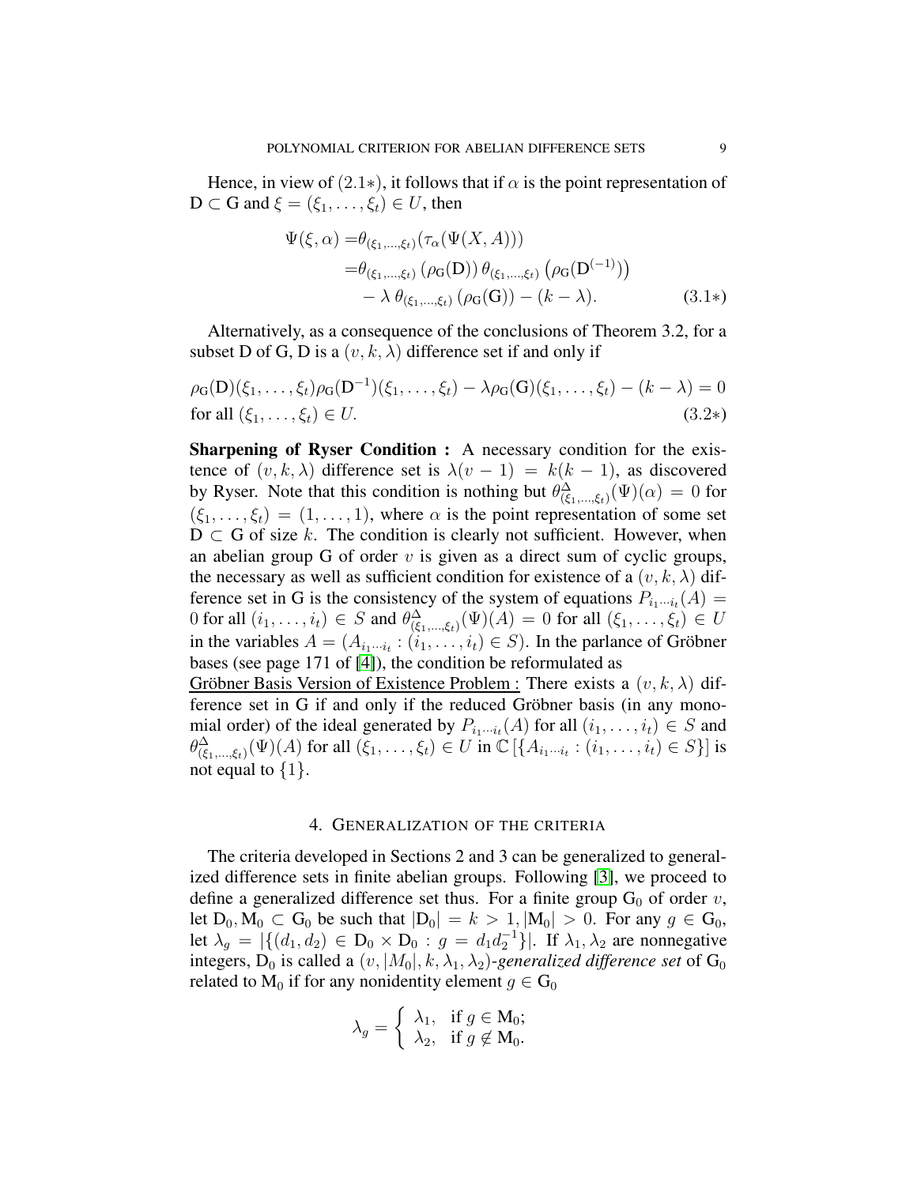Hence, in view of $(2.1*)$, it follows that if $\alpha$ is the point representation of $\mathrm{D} \subset \mathrm{G}$ and $\xi = (\xi_1, \ldots, \xi_t) \in U$, then

$$
\begin{aligned}
\Psi(\xi, \alpha) =& \theta_{(\xi_1,\ldots,\xi_t)}(\tau_\alpha(\Psi(X, A))) \\
=& \theta_{(\xi_1,\ldots,\xi_t)}\left(\rho_{\mathrm{G}}(\mathrm{D})\right) \theta_{(\xi_1,\ldots,\xi_t)}\left(\rho_{\mathrm{G}}(\mathrm{D}^{(-1)})\right) \\
&- \lambda\, \theta_{(\xi_1,\ldots,\xi_t)}\left(\rho_{\mathrm{G}}(\mathrm{G})\right) - (k - \lambda). \qquad (3.1*)
\end{aligned}
$$

Alternatively, as a consequence of the conclusions of Theorem 3.2, for a subset D of G, D is a $(v, k, \lambda)$ difference set if and only if

$$
\rho_{\mathrm{G}}(\mathrm{D})(\xi_1, \ldots, \xi_t)\rho_{\mathrm{G}}(\mathrm{D}^{-1})(\xi_1, \ldots, \xi_t) - \lambda\rho_{\mathrm{G}}(\mathrm{G})(\xi_1, \ldots, \xi_t) - (k - \lambda) = 0
$$
for all $(\xi_1, \ldots, \xi_t) \in U$. $(3.2*)$

**Sharpening of Ryser Condition :** A necessary condition for the existence of $(v, k, \lambda)$ difference set is $\lambda(v - 1) = k(k - 1)$, as discovered by Ryser. Note that this condition is nothing but $\theta^{\Delta}_{(\xi_1,\ldots,\xi_t)}(\Psi)(\alpha) = 0$ for $(\xi_1, \ldots, \xi_t) = (1, \ldots, 1)$, where $\alpha$ is the point representation of some set $\mathrm{D} \subset \mathrm{G}$ of size $k$. The condition is clearly not sufficient. However, when an abelian group G of order $v$ is given as a direct sum of cyclic groups, the necessary as well as sufficient condition for existence of a $(v, k, \lambda)$ difference set in G is the consistency of the system of equations $P_{i_1\cdots i_t}(A) = 0$ for all $(i_1, \ldots, i_t) \in S$ and $\theta^{\Delta}_{(\xi_1,\ldots,\xi_t)}(\Psi)(A) = 0$ for all $(\xi_1, \ldots, \xi_t) \in U$ in the variables $A = (A_{i_1\cdots i_t} : (i_1, \ldots, i_t) \in S)$. In the parlance of Gröbner bases (see page 171 of [4]), the condition be reformulated as

<u>Gröbner Basis Version of Existence Problem :</u> There exists a $(v, k, \lambda)$ difference set in G if and only if the reduced Gröbner basis (in any monomial order) of the ideal generated by $P_{i_1\cdots i_t}(A)$ for all $(i_1, \ldots, i_t) \in S$ and $\theta^{\Delta}_{(\xi_1,\ldots,\xi_t)}(\Psi)(A)$ for all $(\xi_1, \ldots, \xi_t) \in U$ in $\mathbb{C}\left[\{A_{i_1\cdots i_t} : (i_1, \ldots, i_t) \in S\}\right]$ is not equal to $\{1\}$.

## 4. Generalization of the criteria

The criteria developed in Sections 2 and 3 can be generalized to generalized difference sets in finite abelian groups. Following [3], we proceed to define a generalized difference set thus. For a finite group $\mathrm{G}_0$ of order $v$, let $\mathrm{D}_0, \mathrm{M}_0 \subset \mathrm{G}_0$ be such that $|\mathrm{D}_0| = k > 1, |\mathrm{M}_0| > 0$. For any $g \in \mathrm{G}_0$, let $\lambda_g = |\{(d_1, d_2) \in \mathrm{D}_0 \times \mathrm{D}_0 : g = d_1 d_2^{-1}\}|$. If $\lambda_1, \lambda_2$ are nonnegative integers, $\mathrm{D}_0$ is called a $(v, |M_0|, k, \lambda_1, \lambda_2)$-*generalized difference set* of $\mathrm{G}_0$ related to $\mathrm{M}_0$ if for any nonidentity element $g \in \mathrm{G}_0$

$$
\lambda_g = \begin{cases} \lambda_1, & \text{if } g \in \mathrm{M}_0; \\ \lambda_2, & \text{if } g \notin \mathrm{M}_0. \end{cases}
$$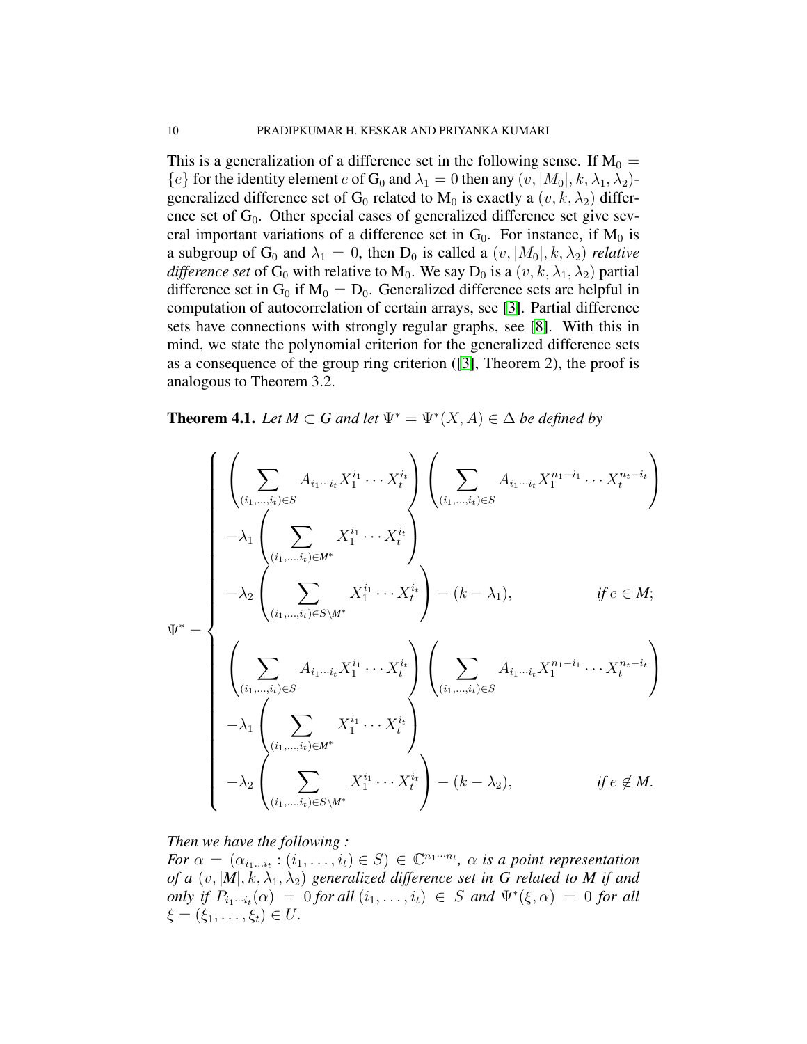This is a generalization of a difference set in the following sense. If $\mathrm{M}_0 = \{e\}$ for the identity element $e$ of $\mathrm{G}_0$ and $\lambda_1 = 0$ then any $(v, |M_0|, k, \lambda_1, \lambda_2)$-generalized difference set of $\mathrm{G}_0$ related to $\mathrm{M}_0$ is exactly a $(v, k, \lambda_2)$ difference set of $\mathrm{G}_0$. Other special cases of generalized difference set give several important variations of a difference set in $\mathrm{G}_0$. For instance, if $\mathrm{M}_0$ is a subgroup of $\mathrm{G}_0$ and $\lambda_1 = 0$, then $\mathrm{D}_0$ is called a $(v, |M_0|, k, \lambda_2)$ *relative difference set* of $\mathrm{G}_0$ with relative to $\mathrm{M}_0$. We say $\mathrm{D}_0$ is a $(v, k, \lambda_1, \lambda_2)$ partial difference set in $\mathrm{G}_0$ if $\mathrm{M}_0 = \mathrm{D}_0$. Generalized difference sets are helpful in computation of autocorrelation of certain arrays, see [3]. Partial difference sets have connections with strongly regular graphs, see [8]. With this in mind, we state the polynomial criterion for the generalized difference sets as a consequence of the group ring criterion ([3], Theorem 2), the proof is analogous to Theorem 3.2.

**Theorem 4.1.** *Let $\boldsymbol{M} \subset \boldsymbol{G}$ and let $\Psi^* = \Psi^*(X, A) \in \Delta$ be defined by*

$$
\Psi^* = \begin{cases}
\left( \displaystyle\sum_{(i_1,\ldots,i_t)\in S} A_{i_1\cdots i_t} X_1^{i_1}\cdots X_t^{i_t} \right) \left( \displaystyle\sum_{(i_1,\ldots,i_t)\in S} A_{i_1\cdots i_t} X_1^{n_1-i_1}\cdots X_t^{n_t-i_t} \right) & \\
-\lambda_1 \left( \displaystyle\sum_{(i_1,\ldots,i_t)\in \boldsymbol{M}^*} X_1^{i_1}\cdots X_t^{i_t} \right) & \\
-\lambda_2 \left( \displaystyle\sum_{(i_1,\ldots,i_t)\in S\setminus \boldsymbol{M}^*} X_1^{i_1}\cdots X_t^{i_t} \right) - (k-\lambda_1), & \text{if } e \in \boldsymbol{M}; \\
& \\
\left( \displaystyle\sum_{(i_1,\ldots,i_t)\in S} A_{i_1\cdots i_t} X_1^{i_1}\cdots X_t^{i_t} \right) \left( \displaystyle\sum_{(i_1,\ldots,i_t)\in S} A_{i_1\cdots i_t} X_1^{n_1-i_1}\cdots X_t^{n_t-i_t} \right) & \\
-\lambda_1 \left( \displaystyle\sum_{(i_1,\ldots,i_t)\in \boldsymbol{M}^*} X_1^{i_1}\cdots X_t^{i_t} \right) & \\
-\lambda_2 \left( \displaystyle\sum_{(i_1,\ldots,i_t)\in S\setminus \boldsymbol{M}^*} X_1^{i_1}\cdots X_t^{i_t} \right) - (k-\lambda_2), & \text{if } e \notin \boldsymbol{M}.
\end{cases}
$$

*Then we have the following :*
*For $\alpha = (\alpha_{i_1\ldots i_t} : (i_1, \ldots, i_t) \in S) \in \mathbb{C}^{n_1\cdots n_t}$, $\alpha$ is a point representation of a $(v, |\boldsymbol{M}|, k, \lambda_1, \lambda_2)$ generalized difference set in $\boldsymbol{G}$ related to $\boldsymbol{M}$ if and only if $P_{i_1\cdots i_t}(\alpha) = 0$ for all $(i_1, \ldots, i_t) \in S$ and $\Psi^*(\xi, \alpha) = 0$ for all $\xi = (\xi_1, \ldots, \xi_t) \in U$.*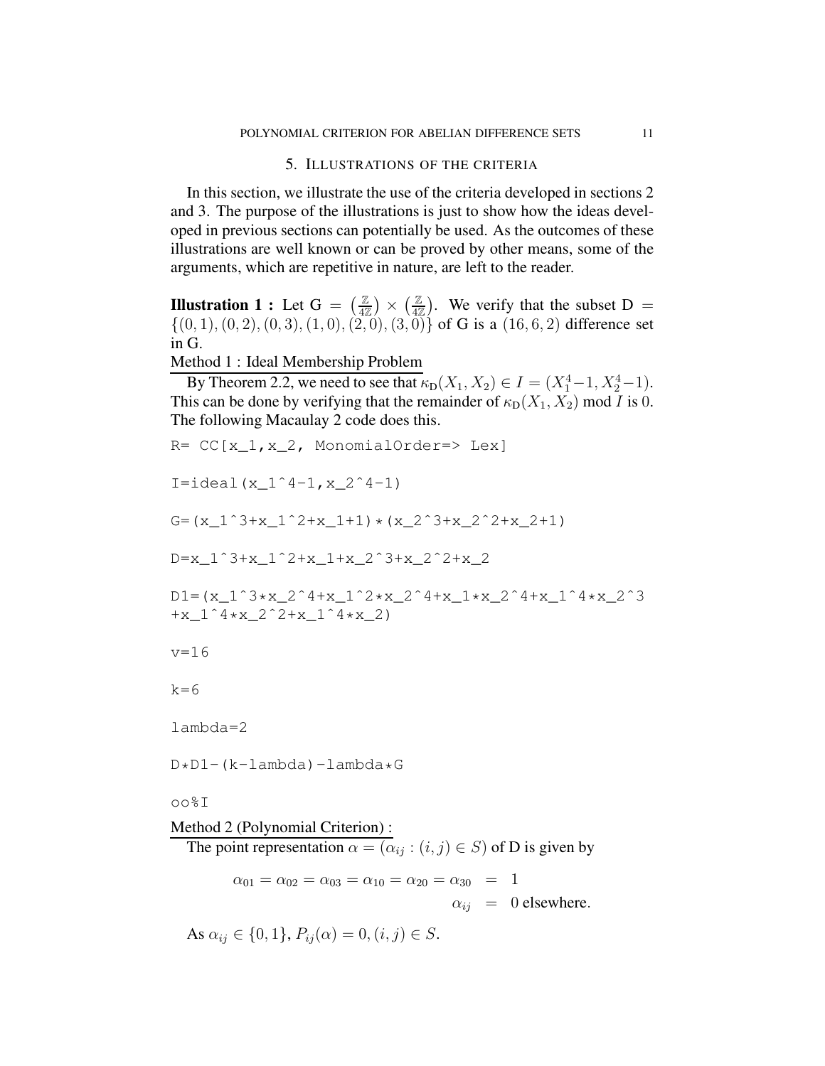## 5. Illustrations of the criteria

In this section, we illustrate the use of the criteria developed in sections 2 and 3. The purpose of the illustrations is just to show how the ideas developed in previous sections can potentially be used. As the outcomes of these illustrations are well known or can be proved by other means, some of the arguments, which are repetitive in nature, are left to the reader.

**Illustration 1 :** Let $\mathrm{G} = \left(\frac{\mathbb{Z}}{4\mathbb{Z}}\right) \times \left(\frac{\mathbb{Z}}{4\mathbb{Z}}\right)$. We verify that the subset $\mathrm{D} = \{(0,1),(0,2),(0,3),(1,0),(2,0),(3,0)\}$ of G is a $(16,6,2)$ difference set in G.

<u>Method 1 : Ideal Membership Problem</u>

By Theorem 2.2, we need to see that $\kappa_{\mathrm{D}}(X_1, X_2) \in I = (X_1^4 - 1, X_2^4 - 1)$. This can be done by verifying that the remainder of $\kappa_{\mathrm{D}}(X_1, X_2) \bmod I$ is 0. The following Macaulay 2 code does this.

```
R= CC[x_1,x_2, MonomialOrder=> Lex]

I=ideal(x_1^4-1,x_2^4-1)

G=(x_1^3+x_1^2+x_1+1)*(x_2^3+x_2^2+x_2+1)

D=x_1^3+x_1^2+x_1+x_2^3+x_2^2+x_2

D1=(x_1^3*x_2^4+x_1^2*x_2^4+x_1*x_2^4+x_1^4*x_2^3
+x_1^4*x_2^2+x_1^4*x_2)

v=16

k=6

lambda=2

D*D1-(k-lambda)-lambda*G

oo%I
```

<u>Method 2 (Polynomial Criterion) :</u>

The point representation $\alpha = (\alpha_{ij} : (i,j) \in S)$ of D is given by

$$
\begin{aligned}
\alpha_{01} = \alpha_{02} = \alpha_{03} = \alpha_{10} = \alpha_{20} = \alpha_{30} &= 1 \\
\alpha_{ij} &= 0 \text{ elsewhere.}
\end{aligned}
$$

As $\alpha_{ij} \in \{0,1\}$, $P_{ij}(\alpha) = 0, (i,j) \in S$.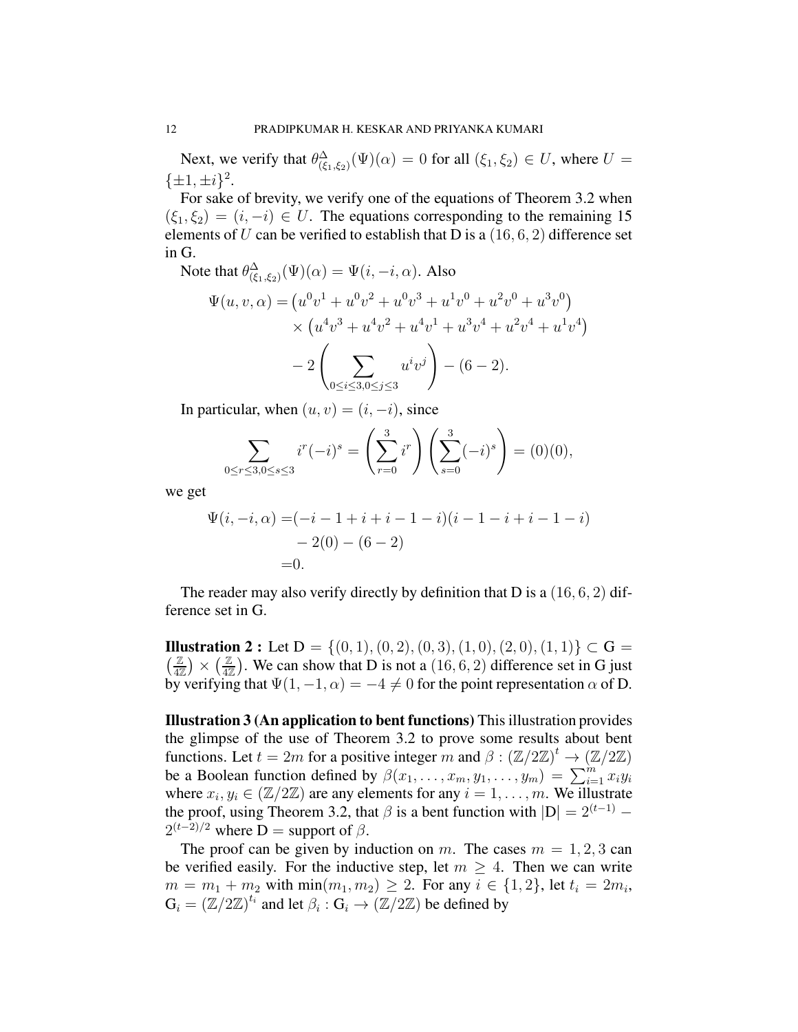Next, we verify that $\theta^{\Delta}_{(\xi_1,\xi_2)}(\Psi)(\alpha) = 0$ for all $(\xi_1, \xi_2) \in U$, where $U = \{\pm 1, \pm i\}^2$.

For sake of brevity, we verify one of the equations of Theorem 3.2 when $(\xi_1, \xi_2) = (i, -i) \in U$. The equations corresponding to the remaining 15 elements of $U$ can be verified to establish that D is a $(16, 6, 2)$ difference set in G.

Note that $\theta^{\Delta}_{(\xi_1,\xi_2)}(\Psi)(\alpha) = \Psi(i, -i, \alpha)$. Also

$$\begin{aligned}
\Psi(u, v, \alpha) = &\left(u^0v^1 + u^0v^2 + u^0v^3 + u^1v^0 + u^2v^0 + u^3v^0\right) \\
&\times \left(u^4v^3 + u^4v^2 + u^4v^1 + u^3v^4 + u^2v^4 + u^1v^4\right) \\
&- 2\left(\sum_{0\le i\le 3, 0\le j\le 3} u^iv^j\right) - (6-2).
\end{aligned}$$

In particular, when $(u, v) = (i, -i)$, since

$$\sum_{0\le r\le 3, 0\le s\le 3} i^r(-i)^s = \left(\sum_{r=0}^{3} i^r\right)\left(\sum_{s=0}^{3}(-i)^s\right) = (0)(0),$$

we get

$$\begin{aligned}
\Psi(i, -i, \alpha) =& (-i - 1 + i + i - 1 - i)(i - 1 - i + i - 1 - i) \\
&- 2(0) - (6-2) \\
=& 0.
\end{aligned}$$

The reader may also verify directly by definition that D is a $(16, 6, 2)$ difference set in G.

**Illustration 2 :** Let $\mathrm{D} = \{(0,1), (0,2), (0,3), (1,0), (2,0), (1,1)\} \subset \mathrm{G} = \left(\frac{\mathbb{Z}}{4\mathbb{Z}}\right) \times \left(\frac{\mathbb{Z}}{4\mathbb{Z}}\right)$. We can show that D is not a $(16, 6, 2)$ difference set in G just by verifying that $\Psi(1, -1, \alpha) = -4 \neq 0$ for the point representation $\alpha$ of D.

**Illustration 3 (An application to bent functions)** This illustration provides the glimpse of the use of Theorem 3.2 to prove some results about bent functions. Let $t = 2m$ for a positive integer $m$ and $\beta : (\mathbb{Z}/2\mathbb{Z})^t \to (\mathbb{Z}/2\mathbb{Z})$ be a Boolean function defined by $\beta(x_1, \ldots, x_m, y_1, \ldots, y_m) = \sum_{i=1}^{m} x_iy_i$ where $x_i, y_i \in (\mathbb{Z}/2\mathbb{Z})$ are any elements for any $i = 1, \ldots, m$. We illustrate the proof, using Theorem 3.2, that $\beta$ is a bent function with $|\mathrm{D}| = 2^{(t-1)} - 2^{(t-2)/2}$ where D = support of $\beta$.

The proof can be given by induction on $m$. The cases $m = 1, 2, 3$ can be verified easily. For the inductive step, let $m \geq 4$. Then we can write $m = m_1 + m_2$ with $\min(m_1, m_2) \geq 2$. For any $i \in \{1, 2\}$, let $t_i = 2m_i$, $\mathrm{G}_i = (\mathbb{Z}/2\mathbb{Z})^{t_i}$ and let $\beta_i : \mathrm{G}_i \to (\mathbb{Z}/2\mathbb{Z})$ be defined by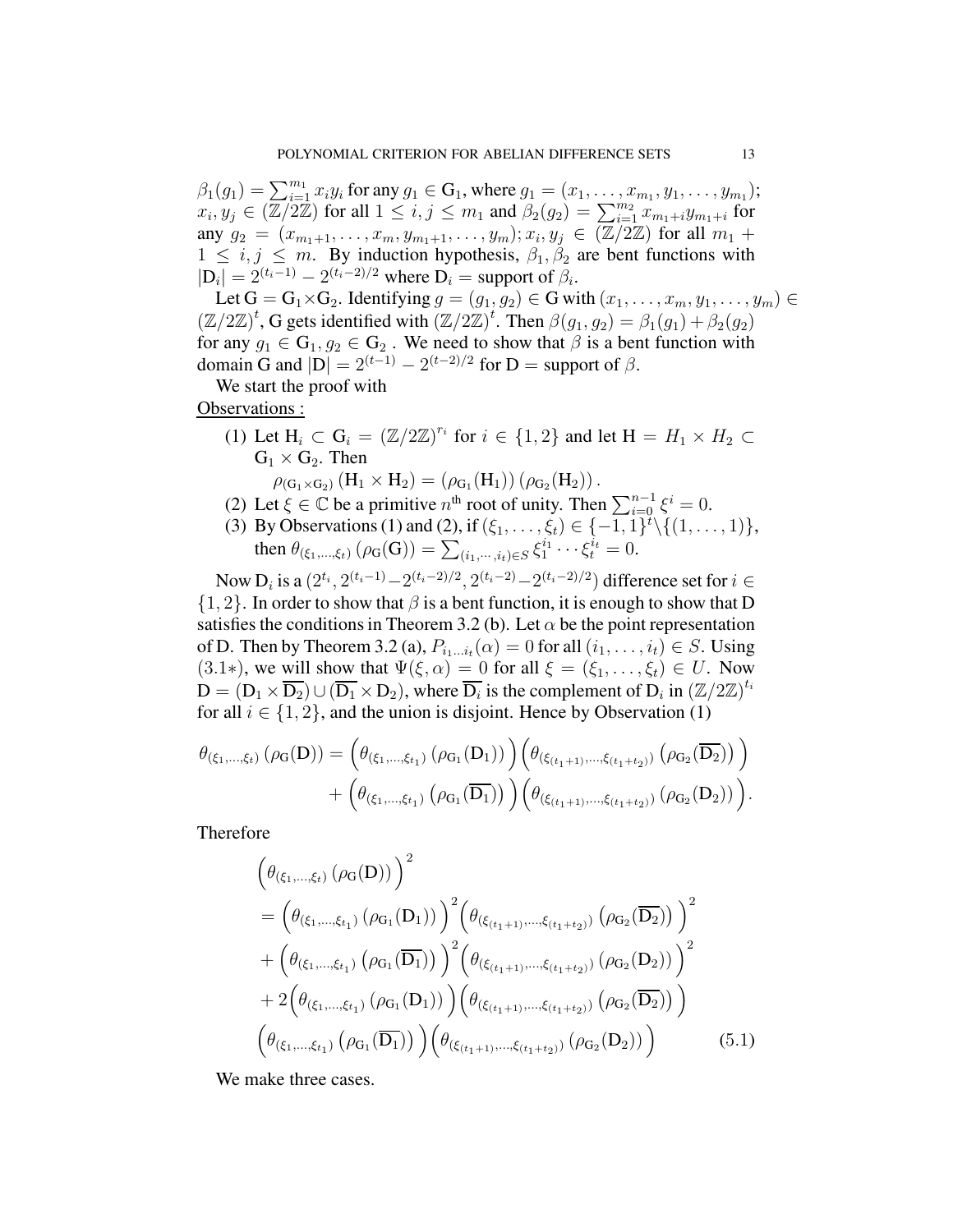$\beta_1(g_1) = \sum_{i=1}^{m_1} x_i y_i$ for any $g_1 \in \mathrm{G}_1$, where $g_1 = (x_1, \ldots, x_{m_1}, y_1, \ldots, y_{m_1})$; $x_i, y_j \in (\mathbb{Z}/2\mathbb{Z})$ for all $1 \le i, j \le m_1$ and $\beta_2(g_2) = \sum_{i=1}^{m_2} x_{m_1+i} y_{m_1+i}$ for any $g_2 = (x_{m_1+1}, \ldots, x_m, y_{m_1+1}, \ldots, y_m)$; $x_i, y_j \in (\mathbb{Z}/2\mathbb{Z})$ for all $m_1 + 1 \le i, j \le m$. By induction hypothesis, $\beta_1, \beta_2$ are bent functions with $|\mathrm{D}_i| = 2^{(t_i-1)} - 2^{(t_i-2)/2}$ where $\mathrm{D}_i =$ support of $\beta_i$.

Let $\mathrm{G} = \mathrm{G}_1 \times \mathrm{G}_2$. Identifying $g = (g_1, g_2) \in \mathrm{G}$ with $(x_1, \ldots, x_m, y_1, \ldots, y_m) \in (\mathbb{Z}/2\mathbb{Z})^t$, G gets identified with $(\mathbb{Z}/2\mathbb{Z})^t$. Then $\beta(g_1, g_2) = \beta_1(g_1) + \beta_2(g_2)$ for any $g_1 \in \mathrm{G}_1, g_2 \in \mathrm{G}_2$ . We need to show that $\beta$ is a bent function with domain G and $|\mathrm{D}| = 2^{(t-1)} - 2^{(t-2)/2}$ for $\mathrm{D} =$ support of $\beta$.

We start the proof with

Observations :

1. Let $\mathrm{H}_i \subset \mathrm{G}_i = (\mathbb{Z}/2\mathbb{Z})^{r_i}$ for $i \in \{1, 2\}$ and let $\mathrm{H} = H_1 \times H_2 \subset \mathrm{G}_1 \times \mathrm{G}_2$. Then
$$\rho_{(\mathrm{G}_1 \times \mathrm{G}_2)}(\mathrm{H}_1 \times \mathrm{H}_2) = (\rho_{\mathrm{G}_1}(\mathrm{H}_1))(\rho_{\mathrm{G}_2}(\mathrm{H}_2)).$$
2. Let $\xi \in \mathbb{C}$ be a primitive $n^{\text{th}}$ root of unity. Then $\sum_{i=0}^{n-1} \xi^i = 0$.
3. By Observations (1) and (2), if $(\xi_1, \ldots, \xi_t) \in \{-1, 1\}^t \setminus \{(1, \ldots, 1)\}$, then $\theta_{(\xi_1, \ldots, \xi_t)}(\rho_{\mathrm{G}}(\mathrm{G})) = \sum_{(i_1, \cdots, i_t) \in S} \xi_1^{i_1} \cdots \xi_t^{i_t} = 0$.

Now $\mathrm{D}_i$ is a $(2^{t_i}, 2^{(t_i-1)} - 2^{(t_i-2)/2}, 2^{(t_i-2)} - 2^{(t_i-2)/2})$ difference set for $i \in \{1, 2\}$. In order to show that $\beta$ is a bent function, it is enough to show that D satisfies the conditions in Theorem 3.2 (b). Let $\alpha$ be the point representation of D. Then by Theorem 3.2 (a), $P_{i_1 \ldots i_t}(\alpha) = 0$ for all $(i_1, \ldots, i_t) \in S$. Using (3.1∗), we will show that $\Psi(\xi, \alpha) = 0$ for all $\xi = (\xi_1, \ldots, \xi_t) \in U$. Now $\mathrm{D} = (\mathrm{D}_1 \times \overline{\mathrm{D}_2}) \cup (\overline{\mathrm{D}_1} \times \mathrm{D}_2)$, where $\overline{\mathrm{D}_i}$ is the complement of $\mathrm{D}_i$ in $(\mathbb{Z}/2\mathbb{Z})^{t_i}$ for all $i \in \{1, 2\}$, and the union is disjoint. Hence by Observation (1)

$$\begin{aligned}
\theta_{(\xi_1, \ldots, \xi_t)}(\rho_{\mathrm{G}}(\mathrm{D})) = &\Big(\theta_{(\xi_1, \ldots, \xi_{t_1})}(\rho_{\mathrm{G}_1}(\mathrm{D}_1))\Big)\Big(\theta_{(\xi_{(t_1+1)}, \ldots, \xi_{(t_1+t_2)})}(\rho_{\mathrm{G}_2}(\overline{\mathrm{D}_2}))\Big) \\
&+ \Big(\theta_{(\xi_1, \ldots, \xi_{t_1})}(\rho_{\mathrm{G}_1}(\overline{\mathrm{D}_1}))\Big)\Big(\theta_{(\xi_{(t_1+1)}, \ldots, \xi_{(t_1+t_2)})}(\rho_{\mathrm{G}_2}(\mathrm{D}_2))\Big).
\end{aligned}$$

Therefore

$$\begin{aligned}
&\Big(\theta_{(\xi_1, \ldots, \xi_t)}(\rho_{\mathrm{G}}(\mathrm{D}))\Big)^2 \\
&= \Big(\theta_{(\xi_1, \ldots, \xi_{t_1})}(\rho_{\mathrm{G}_1}(\mathrm{D}_1))\Big)^2 \Big(\theta_{(\xi_{(t_1+1)}, \ldots, \xi_{(t_1+t_2)})}(\rho_{\mathrm{G}_2}(\overline{\mathrm{D}_2}))\Big)^2 \\
&+ \Big(\theta_{(\xi_1, \ldots, \xi_{t_1})}(\rho_{\mathrm{G}_1}(\overline{\mathrm{D}_1}))\Big)^2 \Big(\theta_{(\xi_{(t_1+1)}, \ldots, \xi_{(t_1+t_2)})}(\rho_{\mathrm{G}_2}(\mathrm{D}_2))\Big)^2 \\
&+ 2\Big(\theta_{(\xi_1, \ldots, \xi_{t_1})}(\rho_{\mathrm{G}_1}(\mathrm{D}_1))\Big)\Big(\theta_{(\xi_{(t_1+1)}, \ldots, \xi_{(t_1+t_2)})}(\rho_{\mathrm{G}_2}(\overline{\mathrm{D}_2}))\Big) \\
&\Big(\theta_{(\xi_1, \ldots, \xi_{t_1})}(\rho_{\mathrm{G}_1}(\overline{\mathrm{D}_1}))\Big)\Big(\theta_{(\xi_{(t_1+1)}, \ldots, \xi_{(t_1+t_2)})}(\rho_{\mathrm{G}_2}(\mathrm{D}_2))\Big) \qquad (5.1)
\end{aligned}$$

We make three cases.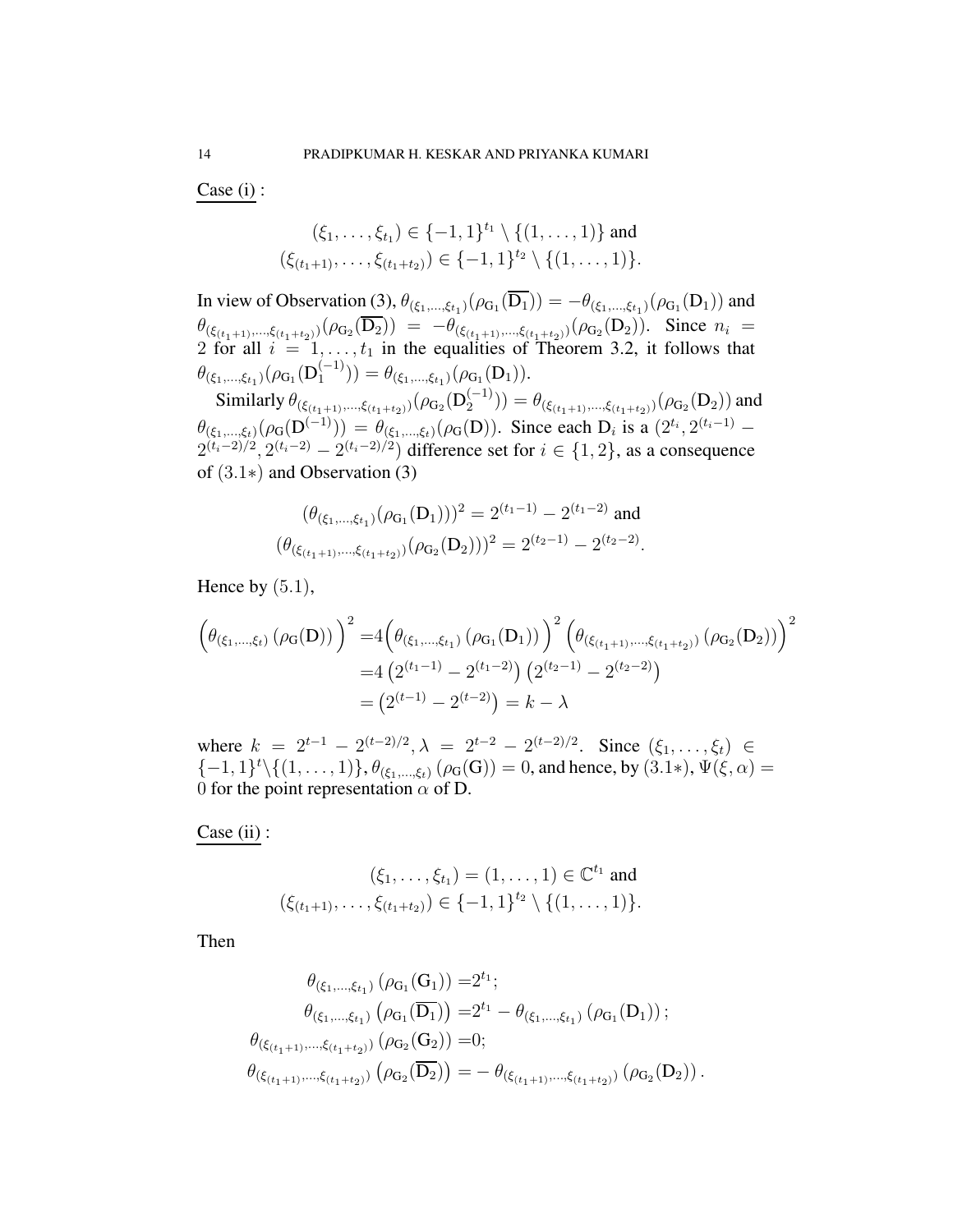Case (i) :

$$(\xi_1, \ldots, \xi_{t_1}) \in \{-1, 1\}^{t_1} \setminus \{(1, \ldots, 1)\} \text{ and}$$
$$(\xi_{(t_1+1)}, \ldots, \xi_{(t_1+t_2)}) \in \{-1, 1\}^{t_2} \setminus \{(1, \ldots, 1)\}.$$

In view of Observation (3), $\theta_{(\xi_1,\ldots,\xi_{t_1})}(\rho_{G_1}(\overline{D_1})) = -\theta_{(\xi_1,\ldots,\xi_{t_1})}(\rho_{G_1}(D_1))$ and $\theta_{(\xi_{(t_1+1)},\ldots,\xi_{(t_1+t_2)})}(\rho_{G_2}(\overline{D_2})) = -\theta_{(\xi_{(t_1+1)},\ldots,\xi_{(t_1+t_2)})}(\rho_{G_2}(D_2))$. Since $n_i = 2$ for all $i = 1, \ldots, t_1$ in the equalities of Theorem 3.2, it follows that $\theta_{(\xi_1,\ldots,\xi_{t_1})}(\rho_{G_1}(D_1^{(-1)})) = \theta_{(\xi_1,\ldots,\xi_{t_1})}(\rho_{G_1}(D_1))$.

Similarly $\theta_{(\xi_{(t_1+1)},\ldots,\xi_{(t_1+t_2)})}(\rho_{G_2}(D_2^{(-1)})) = \theta_{(\xi_{(t_1+1)},\ldots,\xi_{(t_1+t_2)})}(\rho_{G_2}(D_2))$ and $\theta_{(\xi_1,\ldots,\xi_t)}(\rho_G(D^{(-1)})) = \theta_{(\xi_1,\ldots,\xi_t)}(\rho_G(D))$. Since each $D_i$ is a $(2^{t_i}, 2^{(t_i-1)} - 2^{(t_i-2)/2}, 2^{(t_i-2)} - 2^{(t_i-2)/2})$ difference set for $i \in \{1, 2\}$, as a consequence of $(3.1*)$ and Observation (3)

$$(\theta_{(\xi_1,\ldots,\xi_{t_1})}(\rho_{G_1}(D_1)))^2 = 2^{(t_1-1)} - 2^{(t_1-2)} \text{ and}$$
$$(\theta_{(\xi_{(t_1+1)},\ldots,\xi_{(t_1+t_2)})}(\rho_{G_2}(D_2)))^2 = 2^{(t_2-1)} - 2^{(t_2-2)}.$$

Hence by $(5.1)$,

$$\begin{aligned}
\Big(\theta_{(\xi_1,\ldots,\xi_t)}\left(\rho_G(D)\right)\Big)^2 =& 4\Big(\theta_{(\xi_1,\ldots,\xi_{t_1})}\left(\rho_{G_1}(D_1)\right)\Big)^2\Big(\theta_{(\xi_{(t_1+1)},\ldots,\xi_{(t_1+t_2)})}\left(\rho_{G_2}(D_2)\right)\Big)^2 \\
=& 4\left(2^{(t_1-1)} - 2^{(t_1-2)}\right)\left(2^{(t_2-1)} - 2^{(t_2-2)}\right) \\
=& \left(2^{(t-1)} - 2^{(t-2)}\right) = k - \lambda
\end{aligned}$$

where $k = 2^{t-1} - 2^{(t-2)/2}, \lambda = 2^{t-2} - 2^{(t-2)/2}$. Since $(\xi_1, \ldots, \xi_t) \in \{-1, 1\}^t \setminus \{(1, \ldots, 1)\}, \theta_{(\xi_1,\ldots,\xi_t)}\left(\rho_G(G)\right) = 0$, and hence, by $(3.1*)$, $\Psi(\xi, \alpha) = 0$ for the point representation $\alpha$ of D.

Case (ii) :

$$(\xi_1, \ldots, \xi_{t_1}) = (1, \ldots, 1) \in \mathbb{C}^{t_1} \text{ and}$$
$$(\xi_{(t_1+1)}, \ldots, \xi_{(t_1+t_2)}) \in \{-1, 1\}^{t_2} \setminus \{(1, \ldots, 1)\}.$$

Then

$$\begin{aligned}
\theta_{(\xi_1,\ldots,\xi_{t_1})}\left(\rho_{G_1}(G_1)\right) =& 2^{t_1}; \\
\theta_{(\xi_1,\ldots,\xi_{t_1})}\left(\rho_{G_1}(\overline{D_1})\right) =& 2^{t_1} - \theta_{(\xi_1,\ldots,\xi_{t_1})}\left(\rho_{G_1}(D_1)\right); \\
\theta_{(\xi_{(t_1+1)},\ldots,\xi_{(t_1+t_2)})}\left(\rho_{G_2}(G_2)\right) =& 0; \\
\theta_{(\xi_{(t_1+1)},\ldots,\xi_{(t_1+t_2)})}\left(\rho_{G_2}(\overline{D_2})\right) =& -\theta_{(\xi_{(t_1+1)},\ldots,\xi_{(t_1+t_2)})}\left(\rho_{G_2}(D_2)\right).
\end{aligned}$$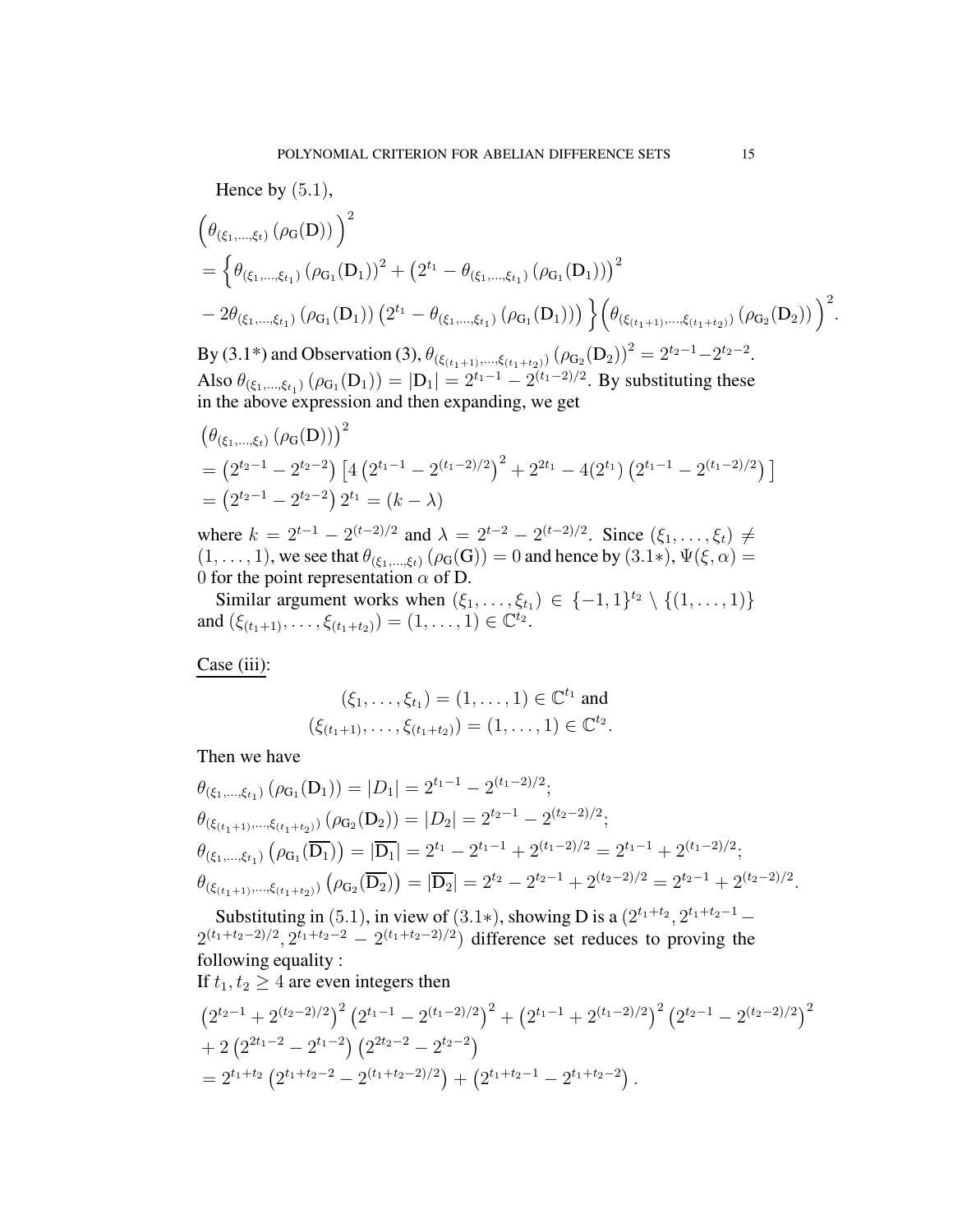Hence by $(5.1)$,

$$
\begin{aligned}
&\left(\theta_{(\xi_1,\ldots,\xi_t)}\left(\rho_{\mathrm{G}}(\mathrm{D})\right)\right)^2 \\
&= \Big\{ \theta_{(\xi_1,\ldots,\xi_{t_1})}\left(\rho_{\mathrm{G}_1}(\mathrm{D}_1)\right)^2 + \left(2^{t_1} - \theta_{(\xi_1,\ldots,\xi_{t_1})}\left(\rho_{\mathrm{G}_1}(\mathrm{D}_1)\right)\right)^2 \\
&- 2\theta_{(\xi_1,\ldots,\xi_{t_1})}\left(\rho_{\mathrm{G}_1}(\mathrm{D}_1)\right)\left(2^{t_1} - \theta_{(\xi_1,\ldots,\xi_{t_1})}\left(\rho_{\mathrm{G}_1}(\mathrm{D}_1)\right)\right) \Big\} \left(\theta_{(\xi_{(t_1+1)},\ldots,\xi_{(t_1+t_2)})}\left(\rho_{\mathrm{G}_2}(\mathrm{D}_2)\right)\right)^2.
\end{aligned}
$$

By (3.1*) and Observation (3), $\theta_{(\xi_{(t_1+1)},\ldots,\xi_{(t_1+t_2)})}\left(\rho_{\mathrm{G}_2}(\mathrm{D}_2)\right)^2 = 2^{t_2-1} - 2^{t_2-2}$. Also $\theta_{(\xi_1,\ldots,\xi_{t_1})}\left(\rho_{\mathrm{G}_1}(\mathrm{D}_1)\right) = |\mathrm{D}_1| = 2^{t_1-1} - 2^{(t_1-2)/2}$. By substituting these in the above expression and then expanding, we get

$$
\begin{aligned}
&\left(\theta_{(\xi_1,\ldots,\xi_t)}\left(\rho_{\mathrm{G}}(\mathrm{D})\right)\right)^2 \\
&= \left(2^{t_2-1} - 2^{t_2-2}\right)\left[4\left(2^{t_1-1} - 2^{(t_1-2)/2}\right)^2 + 2^{2t_1} - 4(2^{t_1})\left(2^{t_1-1} - 2^{(t_1-2)/2}\right)\right] \\
&= \left(2^{t_2-1} - 2^{t_2-2}\right)2^{t_1} = (k - \lambda)
\end{aligned}
$$

where $k = 2^{t-1} - 2^{(t-2)/2}$ and $\lambda = 2^{t-2} - 2^{(t-2)/2}$. Since $(\xi_1,\ldots,\xi_t) \neq (1,\ldots,1)$, we see that $\theta_{(\xi_1,\ldots,\xi_t)}\left(\rho_{\mathrm{G}}(\mathrm{G})\right) = 0$ and hence by $(3.1*)$, $\Psi(\xi,\alpha) = 0$ for the point representation $\alpha$ of D.

Similar argument works when $(\xi_1,\ldots,\xi_{t_1}) \in \{-1,1\}^{t_2} \setminus \{(1,\ldots,1)\}$ and $(\xi_{(t_1+1)},\ldots,\xi_{(t_1+t_2)}) = (1,\ldots,1) \in \mathbb{C}^{t_2}$.

Case (iii):

$$
(\xi_1,\ldots,\xi_{t_1}) = (1,\ldots,1) \in \mathbb{C}^{t_1} \text{ and}
$$
$$
(\xi_{(t_1+1)},\ldots,\xi_{(t_1+t_2)}) = (1,\ldots,1) \in \mathbb{C}^{t_2}.
$$

Then we have

$$
\begin{aligned}
&\theta_{(\xi_1,\ldots,\xi_{t_1})}\left(\rho_{\mathrm{G}_1}(\mathrm{D}_1)\right) = |D_1| = 2^{t_1-1} - 2^{(t_1-2)/2}; \\
&\theta_{(\xi_{(t_1+1)},\ldots,\xi_{(t_1+t_2)})}\left(\rho_{\mathrm{G}_2}(\mathrm{D}_2)\right) = |D_2| = 2^{t_2-1} - 2^{(t_2-2)/2}; \\
&\theta_{(\xi_1,\ldots,\xi_{t_1})}\left(\rho_{\mathrm{G}_1}(\overline{\mathrm{D}_1})\right) = |\overline{\mathrm{D}_1}| = 2^{t_1} - 2^{t_1-1} + 2^{(t_1-2)/2} = 2^{t_1-1} + 2^{(t_1-2)/2}; \\
&\theta_{(\xi_{(t_1+1)},\ldots,\xi_{(t_1+t_2)})}\left(\rho_{\mathrm{G}_2}(\overline{\mathrm{D}_2})\right) = |\overline{\mathrm{D}_2}| = 2^{t_2} - 2^{t_2-1} + 2^{(t_2-2)/2} = 2^{t_2-1} + 2^{(t_2-2)/2}.
\end{aligned}
$$

Substituting in $(5.1)$, in view of $(3.1*)$, showing D is a $(2^{t_1+t_2}, 2^{t_1+t_2-1} - 2^{(t_1+t_2-2)/2}, 2^{t_1+t_2-2} - 2^{(t_1+t_2-2)/2})$ difference set reduces to proving the following equality :

If $t_1, t_2 \geq 4$ are even integers then

$$
\begin{aligned}
&\left(2^{t_2-1} + 2^{(t_2-2)/2}\right)^2\left(2^{t_1-1} - 2^{(t_1-2)/2}\right)^2 + \left(2^{t_1-1} + 2^{(t_1-2)/2}\right)^2\left(2^{t_2-1} - 2^{(t_2-2)/2}\right)^2 \\
&+ 2\left(2^{2t_1-2} - 2^{t_1-2}\right)\left(2^{2t_2-2} - 2^{t_2-2}\right) \\
&= 2^{t_1+t_2}\left(2^{t_1+t_2-2} - 2^{(t_1+t_2-2)/2}\right) + \left(2^{t_1+t_2-1} - 2^{t_1+t_2-2}\right).
\end{aligned}
$$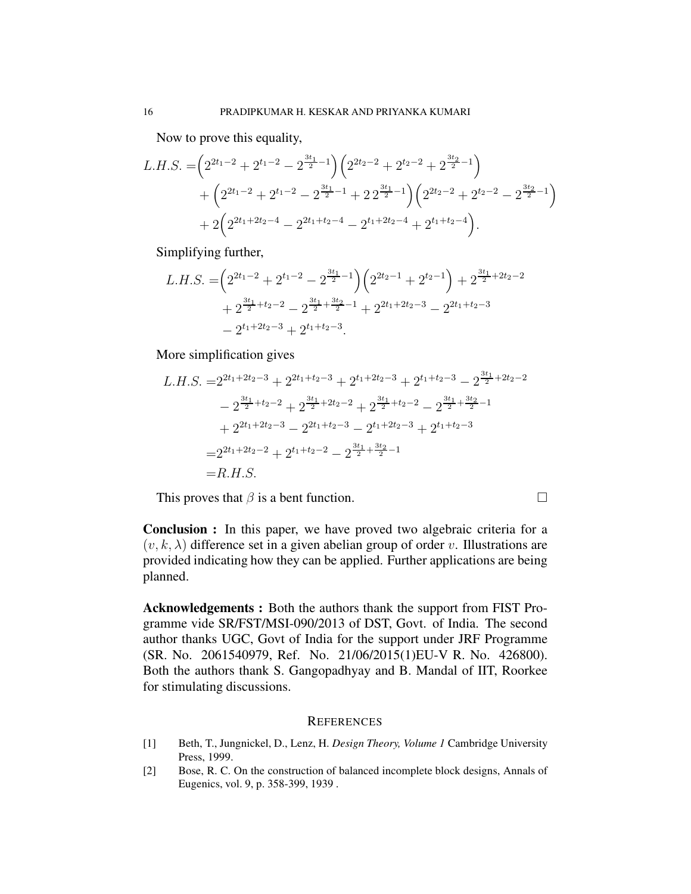Now to prove this equality,

$$
\begin{aligned}
L.H.S. =&\Big(2^{2t_1-2}+2^{t_1-2}-2^{\frac{3t_1}{2}-1}\Big)\Big(2^{2t_2-2}+2^{t_2-2}+2^{\frac{3t_2}{2}-1}\Big)\\
&+\Big(2^{2t_1-2}+2^{t_1-2}-2^{\frac{3t_1}{2}-1}+2\,2^{\frac{3t_1}{2}-1}\Big)\Big(2^{2t_2-2}+2^{t_2-2}-2^{\frac{3t_2}{2}-1}\Big)\\
&+2\Big(2^{2t_1+2t_2-4}-2^{2t_1+t_2-4}-2^{t_1+2t_2-4}+2^{t_1+t_2-4}\Big).
\end{aligned}
$$

Simplifying further,

$$
\begin{aligned}
L.H.S. =&\Big(2^{2t_1-2}+2^{t_1-2}-2^{\frac{3t_1}{2}-1}\Big)\Big(2^{2t_2-1}+2^{t_2-1}\Big)+2^{\frac{3t_1}{2}+2t_2-2}\\
&+2^{\frac{3t_1}{2}+t_2-2}-2^{\frac{3t_1}{2}+\frac{3t_2}{2}-1}+2^{2t_1+2t_2-3}-2^{2t_1+t_2-3}\\
&-2^{t_1+2t_2-3}+2^{t_1+t_2-3}.
\end{aligned}
$$

More simplification gives

$$
\begin{aligned}
L.H.S. =&2^{2t_1+2t_2-3}+2^{2t_1+t_2-3}+2^{t_1+2t_2-3}+2^{t_1+t_2-3}-2^{\frac{3t_1}{2}+2t_2-2}\\
&-2^{\frac{3t_1}{2}+t_2-2}+2^{\frac{3t_1}{2}+2t_2-2}+2^{\frac{3t_1}{2}+t_2-2}-2^{\frac{3t_1}{2}+\frac{3t_2}{2}-1}\\
&+2^{2t_1+2t_2-3}-2^{2t_1+t_2-3}-2^{t_1+2t_2-3}+2^{t_1+t_2-3}\\
=&2^{2t_1+2t_2-2}+2^{t_1+t_2-2}-2^{\frac{3t_1}{2}+\frac{3t_2}{2}-1}\\
=&R.H.S.
\end{aligned}
$$

This proves that $\beta$ is a bent function. □

**Conclusion :** In this paper, we have proved two algebraic criteria for a $(v, k, \lambda)$ difference set in a given abelian group of order $v$. Illustrations are provided indicating how they can be applied. Further applications are being planned.

**Acknowledgements :** Both the authors thank the support from FIST Programme vide SR/FST/MSI-090/2013 of DST, Govt. of India. The second author thanks UGC, Govt of India for the support under JRF Programme (SR. No. 2061540979, Ref. No. 21/06/2015(1)EU-V R. No. 426800). Both the authors thank S. Gangopadhyay and B. Mandal of IIT, Roorkee for stimulating discussions.

## References

[1] Beth, T., Jungnickel, D., Lenz, H. *Design Theory, Volume 1* Cambridge University Press, 1999.

[2] Bose, R. C. On the construction of balanced incomplete block designs, Annals of Eugenics, vol. 9, p. 358-399, 1939 .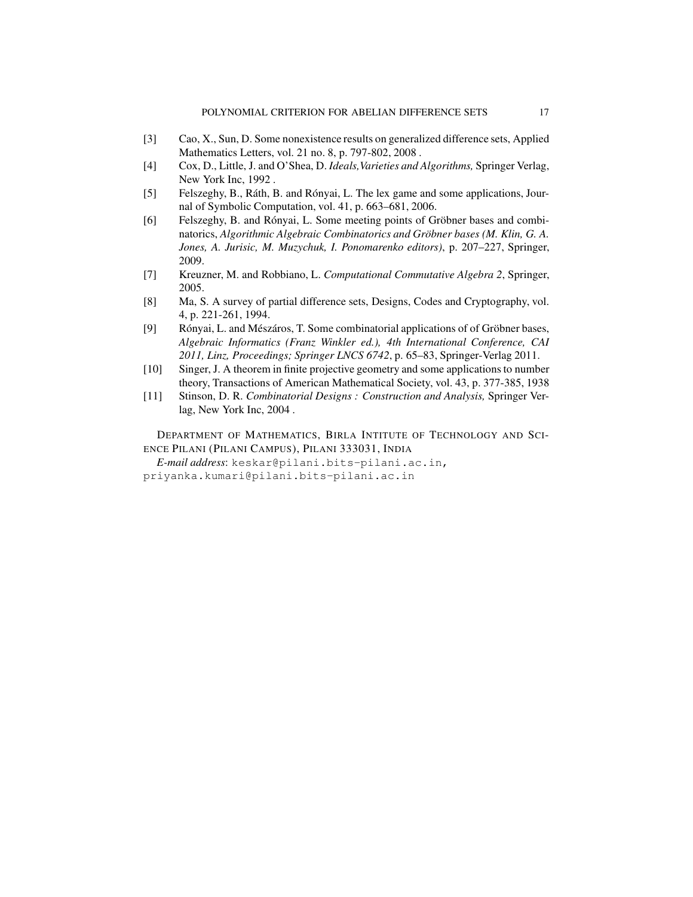[3] Cao, X., Sun, D. Some nonexistence results on generalized difference sets, Applied Mathematics Letters, vol. 21 no. 8, p. 797-802, 2008 .

[4] Cox, D., Little, J. and O'Shea, D. *Ideals,Varieties and Algorithms,* Springer Verlag, New York Inc, 1992 .

[5] Felszeghy, B., Ráth, B. and Rónyai, L. The lex game and some applications, Journal of Symbolic Computation, vol. 41, p. 663–681, 2006.

[6] Felszeghy, B. and Rónyai, L. Some meeting points of Gröbner bases and combinatorics, *Algorithmic Algebraic Combinatorics and Gröbner bases (M. Klin, G. A. Jones, A. Jurisic, M. Muzychuk, I. Ponomarenko editors)*, p. 207–227, Springer, 2009.

[7] Kreuzner, M. and Robbiano, L. *Computational Commutative Algebra 2*, Springer, 2005.

[8] Ma, S. A survey of partial difference sets, Designs, Codes and Cryptography, vol. 4, p. 221-261, 1994.

[9] Rónyai, L. and Mészáros, T. Some combinatorial applications of of Gröbner bases, *Algebraic Informatics (Franz Winkler ed.), 4th International Conference, CAI 2011, Linz, Proceedings; Springer LNCS 6742*, p. 65–83, Springer-Verlag 2011.

[10] Singer, J. A theorem in finite projective geometry and some applications to number theory, Transactions of American Mathematical Society, vol. 43, p. 377-385, 1938

[11] Stinson, D. R. *Combinatorial Designs : Construction and Analysis,* Springer Verlag, New York Inc, 2004 .

DEPARTMENT OF MATHEMATICS, BIRLA INTITUTE OF TECHNOLOGY AND SCIENCE PILANI (PILANI CAMPUS), PILANI 333031, INDIA

*E-mail address*: keskar@pilani.bits-pilani.ac.in, priyanka.kumari@pilani.bits-pilani.ac.in